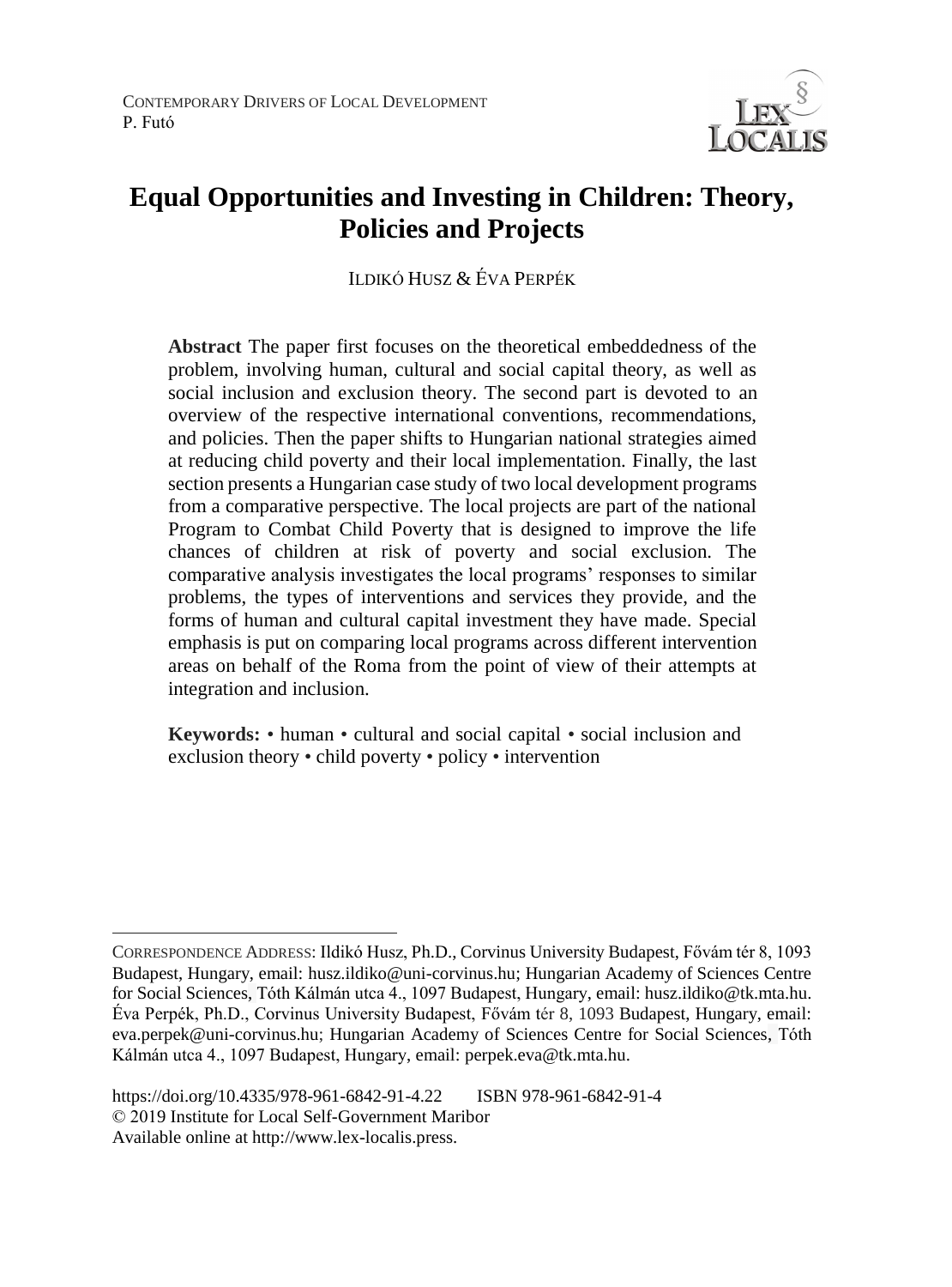# Equal Opportunities and Investing in Children: Theory, Policies and Projects

ILDIKÓ HUSZ & ÉVA PERPÉK

**Abstract** The paper first focuses on the theoretical embeddedness of the problem, involving human, cultural and social capital theory, as well as social inclusion and exclusion theory. The second part is devoted to an overview of the respective international conventions, recommendations, and policies. Then the paper shifts to Hungarian national strategies aimed at reducing child poverty and their local implementation. Finally, the last section presents a Hungarian case study of two local development programs from a comparative perspective. The local projects are part of the national Program to Combat Child Poverty that is designed to improve the life chances of children at risk of poverty and social exclusion. The comparative analysis investigates the local programs' responses to similar problems, the types of interventions and services they provide, and the forms of human and cultural capital investment they have made. Special emphasis is put on comparing local programs across different intervention areas on behalf of the Roma from the point of view of their attempts at integration and inclusion.

**Keywords:** • human • cultural and social capital • social inclusion and exclusion theory • child poverty • policy • intervention

---

CORRESPONDENCE ADDRESS: Ildikó Husz, Ph.D., Corvinus University Budapest, Fővám tér 8, 1093 Budapest, Hungary, email: husz.ildiko@uni-corvinus.hu; Hungarian Academy of Sciences Centre for Social Sciences, Tóth Kálmán utca 4., 1097 Budapest, Hungary, email: husz.ildiko@tk.mta.hu. Éva Perpék, Ph.D., Corvinus University Budapest, Fővám tér 8, 1093 Budapest, Hungary, email: eva.perpek@uni-corvinus.hu; Hungarian Academy of Sciences Centre for Social Sciences, Tóth Kálmán utca 4., 1097 Budapest, Hungary, email: perpek.eva@tk.mta.hu.

https://doi.org/10.4335/978-961-6842-91-4.22 ISBN 978-961-6842-91-4
© 2019 Institute for Local Self-Government Maribor
Available online at http://www.lex-localis.press.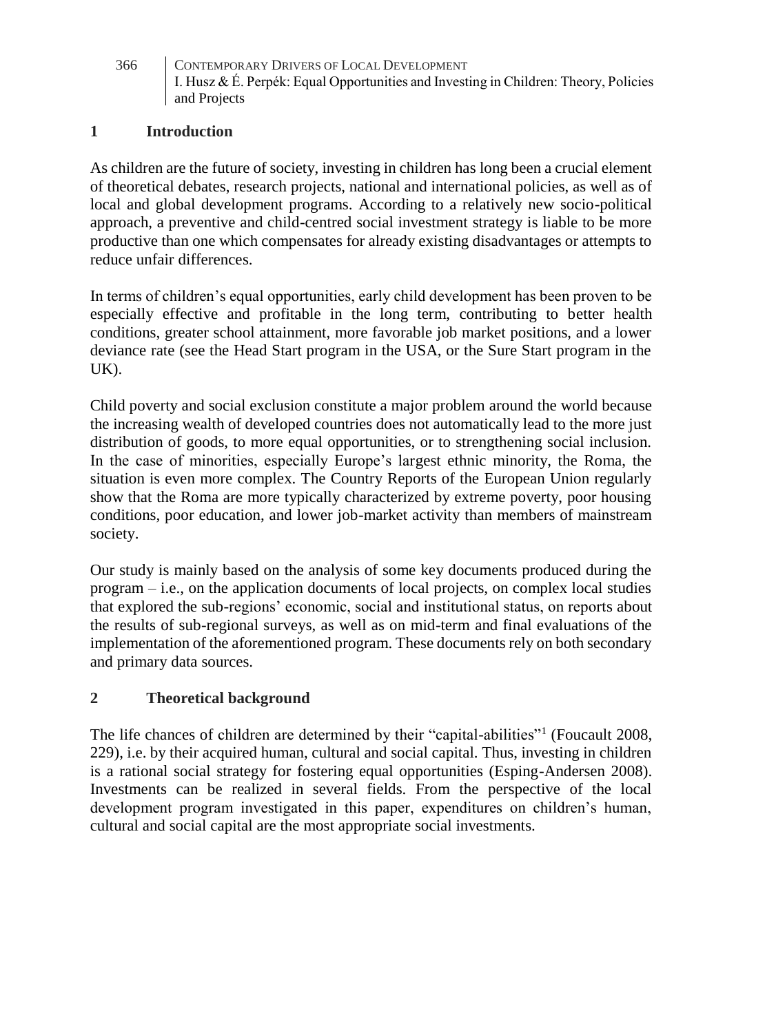## 1 Introduction

As children are the future of society, investing in children has long been a crucial element of theoretical debates, research projects, national and international policies, as well as of local and global development programs. According to a relatively new socio-political approach, a preventive and child-centred social investment strategy is liable to be more productive than one which compensates for already existing disadvantages or attempts to reduce unfair differences.

In terms of children's equal opportunities, early child development has been proven to be especially effective and profitable in the long term, contributing to better health conditions, greater school attainment, more favorable job market positions, and a lower deviance rate (see the Head Start program in the USA, or the Sure Start program in the UK).

Child poverty and social exclusion constitute a major problem around the world because the increasing wealth of developed countries does not automatically lead to the more just distribution of goods, to more equal opportunities, or to strengthening social inclusion. In the case of minorities, especially Europe's largest ethnic minority, the Roma, the situation is even more complex. The Country Reports of the European Union regularly show that the Roma are more typically characterized by extreme poverty, poor housing conditions, poor education, and lower job-market activity than members of mainstream society.

Our study is mainly based on the analysis of some key documents produced during the program – i.e., on the application documents of local projects, on complex local studies that explored the sub-regions' economic, social and institutional status, on reports about the results of sub-regional surveys, as well as on mid-term and final evaluations of the implementation of the aforementioned program. These documents rely on both secondary and primary data sources.

## 2 Theoretical background

The life chances of children are determined by their "capital-abilities"[1] (Foucault 2008, 229), i.e. by their acquired human, cultural and social capital. Thus, investing in children is a rational social strategy for fostering equal opportunities (Esping-Andersen 2008). Investments can be realized in several fields. From the perspective of the local development program investigated in this paper, expenditures on children's human, cultural and social capital are the most appropriate social investments.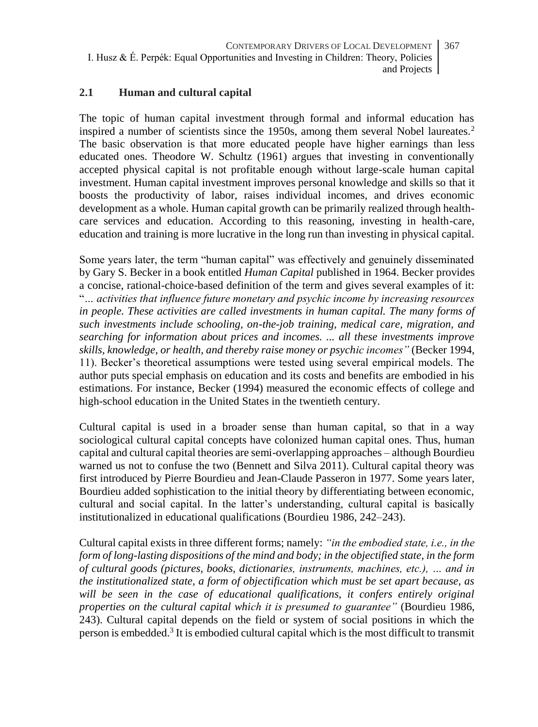## 2.1 Human and cultural capital

The topic of human capital investment through formal and informal education has inspired a number of scientists since the 1950s, among them several Nobel laureates.[2] The basic observation is that more educated people have higher earnings than less educated ones. Theodore W. Schultz (1961) argues that investing in conventionally accepted physical capital is not profitable enough without large-scale human capital investment. Human capital investment improves personal knowledge and skills so that it boosts the productivity of labor, raises individual incomes, and drives economic development as a whole. Human capital growth can be primarily realized through health-care services and education. According to this reasoning, investing in health-care, education and training is more lucrative in the long run than investing in physical capital.

Some years later, the term "human capital" was effectively and genuinely disseminated by Gary S. Becker in a book entitled *Human Capital* published in 1964. Becker provides a concise, rational-choice-based definition of the term and gives several examples of it: "*… activities that influence future monetary and psychic income by increasing resources in people. These activities are called investments in human capital. The many forms of such investments include schooling, on-the-job training, medical care, migration, and searching for information about prices and incomes. … all these investments improve skills, knowledge, or health, and thereby raise money or psychic incomes"* (Becker 1994, 11). Becker's theoretical assumptions were tested using several empirical models. The author puts special emphasis on education and its costs and benefits are embodied in his estimations. For instance, Becker (1994) measured the economic effects of college and high-school education in the United States in the twentieth century.

Cultural capital is used in a broader sense than human capital, so that in a way sociological cultural capital concepts have colonized human capital ones. Thus, human capital and cultural capital theories are semi-overlapping approaches – although Bourdieu warned us not to confuse the two (Bennett and Silva 2011). Cultural capital theory was first introduced by Pierre Bourdieu and Jean-Claude Passeron in 1977. Some years later, Bourdieu added sophistication to the initial theory by differentiating between economic, cultural and social capital. In the latter's understanding, cultural capital is basically institutionalized in educational qualifications (Bourdieu 1986, 242–243).

Cultural capital exists in three different forms; namely: *"in the embodied state, i.e., in the form of long-lasting dispositions of the mind and body; in the objectified state, in the form of cultural goods (pictures, books, dictionaries, instruments, machines, etc.), … and in the institutionalized state, a form of objectification which must be set apart because, as will be seen in the case of educational qualifications, it confers entirely original properties on the cultural capital which it is presumed to guarantee"* (Bourdieu 1986, 243). Cultural capital depends on the field or system of social positions in which the person is embedded.[3] It is embodied cultural capital which is the most difficult to transmit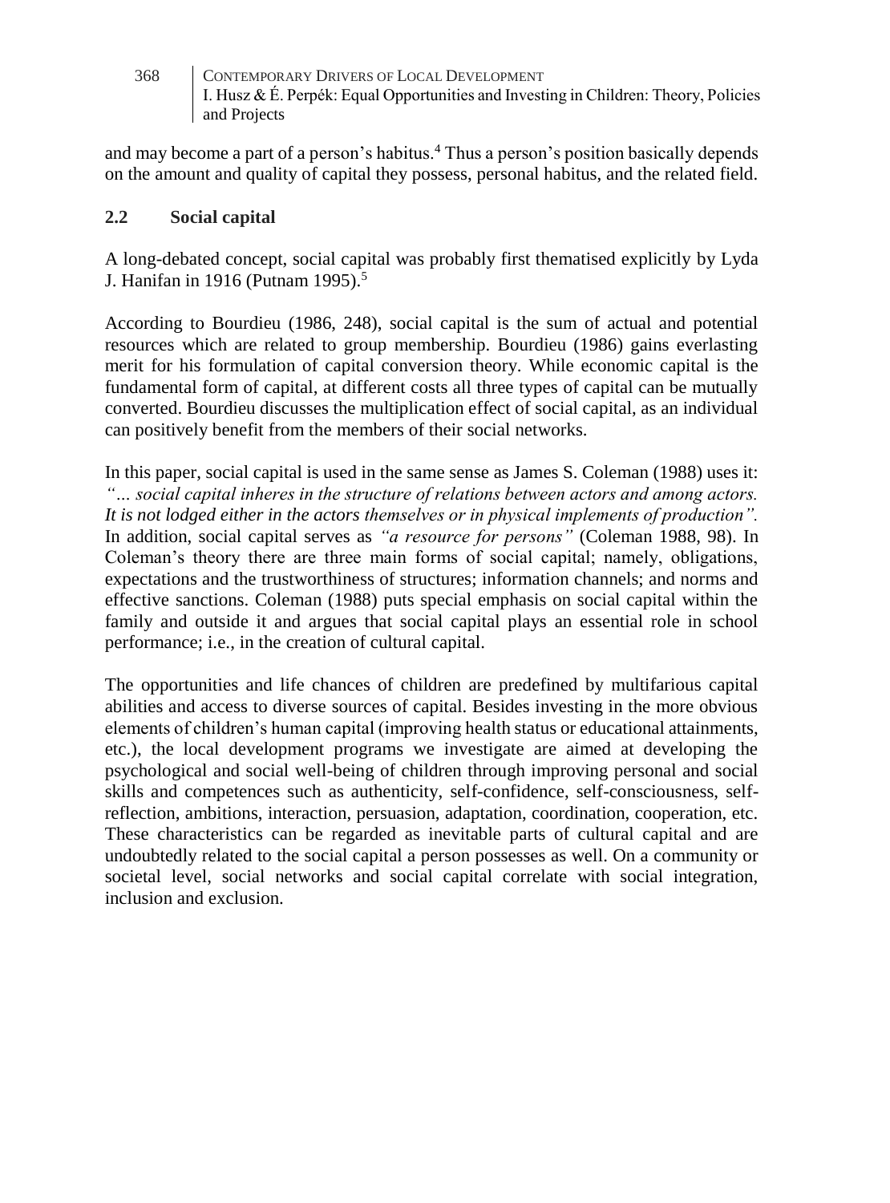and may become a part of a person's habitus.[4] Thus a person's position basically depends on the amount and quality of capital they possess, personal habitus, and the related field.

## 2.2 Social capital

A long-debated concept, social capital was probably first thematised explicitly by Lyda J. Hanifan in 1916 (Putnam 1995).[5]

According to Bourdieu (1986, 248), social capital is the sum of actual and potential resources which are related to group membership. Bourdieu (1986) gains everlasting merit for his formulation of capital conversion theory. While economic capital is the fundamental form of capital, at different costs all three types of capital can be mutually converted. Bourdieu discusses the multiplication effect of social capital, as an individual can positively benefit from the members of their social networks.

In this paper, social capital is used in the same sense as James S. Coleman (1988) uses it: *"… social capital inheres in the structure of relations between actors and among actors. It is not lodged either in the actors themselves or in physical implements of production".* In addition, social capital serves as *"a resource for persons"* (Coleman 1988, 98). In Coleman's theory there are three main forms of social capital; namely, obligations, expectations and the trustworthiness of structures; information channels; and norms and effective sanctions. Coleman (1988) puts special emphasis on social capital within the family and outside it and argues that social capital plays an essential role in school performance; i.e., in the creation of cultural capital.

The opportunities and life chances of children are predefined by multifarious capital abilities and access to diverse sources of capital. Besides investing in the more obvious elements of children's human capital (improving health status or educational attainments, etc.), the local development programs we investigate are aimed at developing the psychological and social well-being of children through improving personal and social skills and competences such as authenticity, self-confidence, self-consciousness, self-reflection, ambitions, interaction, persuasion, adaptation, coordination, cooperation, etc. These characteristics can be regarded as inevitable parts of cultural capital and are undoubtedly related to the social capital a person possesses as well. On a community or societal level, social networks and social capital correlate with social integration, inclusion and exclusion.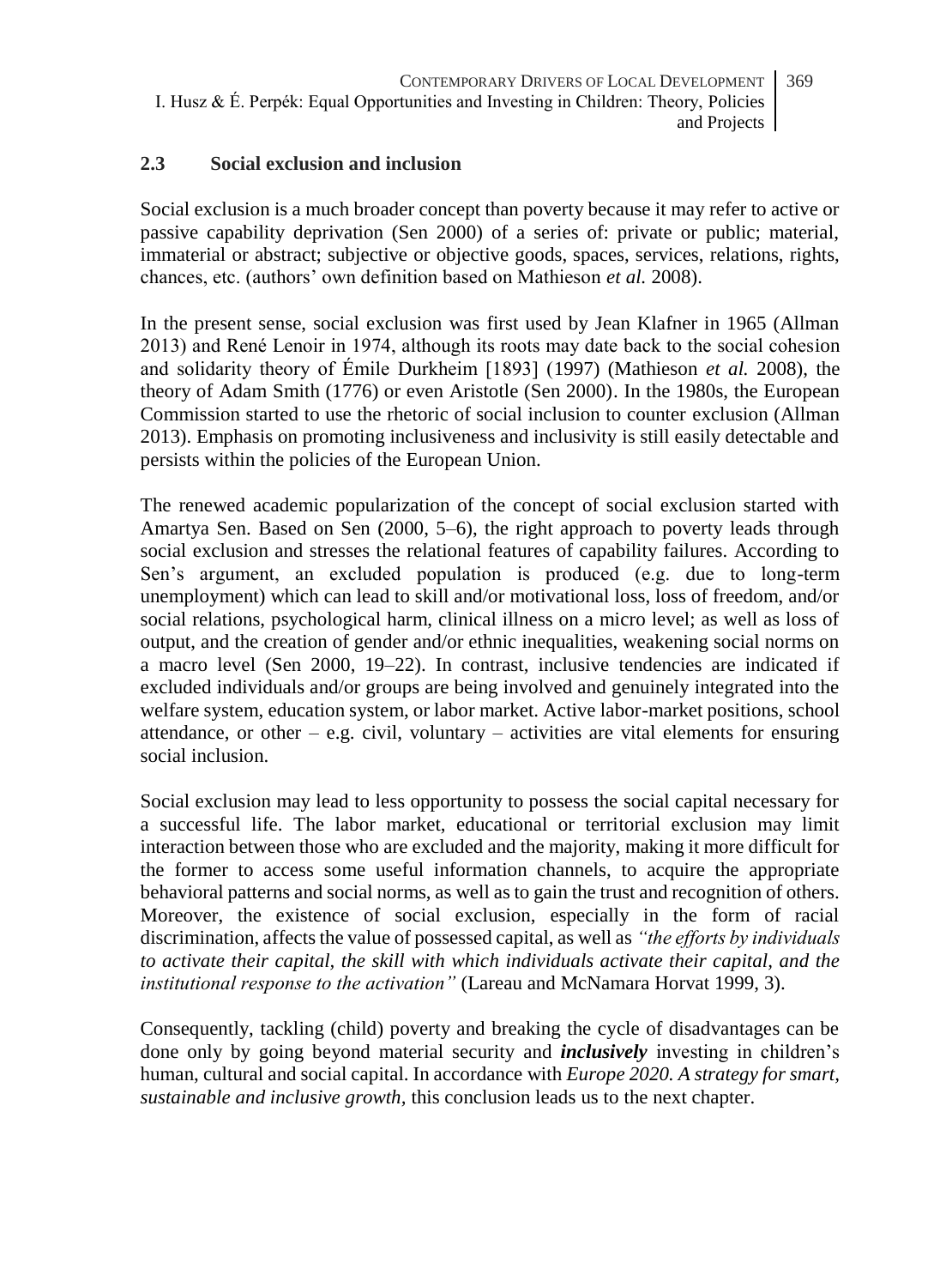### 2.3 Social exclusion and inclusion

Social exclusion is a much broader concept than poverty because it may refer to active or passive capability deprivation (Sen 2000) of a series of: private or public; material, immaterial or abstract; subjective or objective goods, spaces, services, relations, rights, chances, etc. (authors' own definition based on Mathieson *et al.* 2008).

In the present sense, social exclusion was first used by Jean Klafner in 1965 (Allman 2013) and René Lenoir in 1974, although its roots may date back to the social cohesion and solidarity theory of Émile Durkheim [1893] (1997) (Mathieson *et al.* 2008), the theory of Adam Smith (1776) or even Aristotle (Sen 2000). In the 1980s, the European Commission started to use the rhetoric of social inclusion to counter exclusion (Allman 2013). Emphasis on promoting inclusiveness and inclusivity is still easily detectable and persists within the policies of the European Union.

The renewed academic popularization of the concept of social exclusion started with Amartya Sen. Based on Sen (2000, 5–6), the right approach to poverty leads through social exclusion and stresses the relational features of capability failures. According to Sen's argument, an excluded population is produced (e.g. due to long-term unemployment) which can lead to skill and/or motivational loss, loss of freedom, and/or social relations, psychological harm, clinical illness on a micro level; as well as loss of output, and the creation of gender and/or ethnic inequalities, weakening social norms on a macro level (Sen 2000, 19–22). In contrast, inclusive tendencies are indicated if excluded individuals and/or groups are being involved and genuinely integrated into the welfare system, education system, or labor market. Active labor-market positions, school attendance, or other – e.g. civil, voluntary – activities are vital elements for ensuring social inclusion.

Social exclusion may lead to less opportunity to possess the social capital necessary for a successful life. The labor market, educational or territorial exclusion may limit interaction between those who are excluded and the majority, making it more difficult for the former to access some useful information channels, to acquire the appropriate behavioral patterns and social norms, as well as to gain the trust and recognition of others. Moreover, the existence of social exclusion, especially in the form of racial discrimination, affects the value of possessed capital, as well as *"the efforts by individuals to activate their capital, the skill with which individuals activate their capital, and the institutional response to the activation"* (Lareau and McNamara Horvat 1999, 3).

Consequently, tackling (child) poverty and breaking the cycle of disadvantages can be done only by going beyond material security and ***inclusively*** investing in children's human, cultural and social capital. In accordance with *Europe 2020. A strategy for smart, sustainable and inclusive growth,* this conclusion leads us to the next chapter.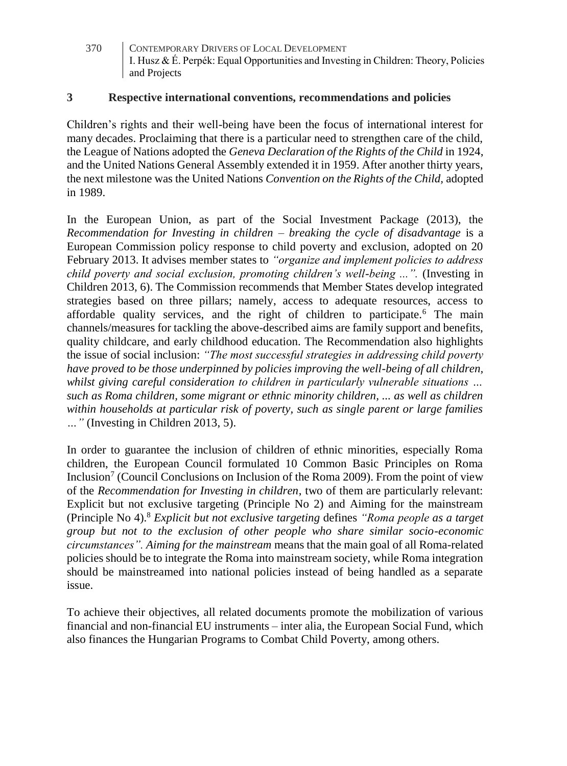## 3 Respective international conventions, recommendations and policies

Children's rights and their well-being have been the focus of international interest for many decades. Proclaiming that there is a particular need to strengthen care of the child, the League of Nations adopted the *Geneva Declaration of the Rights of the Child* in 1924, and the United Nations General Assembly extended it in 1959. After another thirty years, the next milestone was the United Nations *Convention on the Rights of the Child,* adopted in 1989.

In the European Union, as part of the Social Investment Package (2013), the *Recommendation for Investing in children – breaking the cycle of disadvantage* is a European Commission policy response to child poverty and exclusion, adopted on 20 February 2013. It advises member states to *"organize and implement policies to address child poverty and social exclusion, promoting children's well-being ...".* (Investing in Children 2013, 6). The Commission recommends that Member States develop integrated strategies based on three pillars; namely, access to adequate resources, access to affordable quality services, and the right of children to participate.[6] The main channels/measures for tackling the above-described aims are family support and benefits, quality childcare, and early childhood education. The Recommendation also highlights the issue of social inclusion: *"The most successful strategies in addressing child poverty have proved to be those underpinned by policies improving the well-being of all children, whilst giving careful consideration to children in particularly vulnerable situations ... such as Roma children, some migrant or ethnic minority children, ... as well as children within households at particular risk of poverty, such as single parent or large families ..."* (Investing in Children 2013, 5).

In order to guarantee the inclusion of children of ethnic minorities, especially Roma children, the European Council formulated 10 Common Basic Principles on Roma Inclusion[7] (Council Conclusions on Inclusion of the Roma 2009). From the point of view of the *Recommendation for Investing in children*, two of them are particularly relevant: Explicit but not exclusive targeting (Principle No 2) and Aiming for the mainstream (Principle No 4).[8] *Explicit but not exclusive targeting* defines *"Roma people as a target group but not to the exclusion of other people who share similar socio-economic circumstances". Aiming for the mainstream* means that the main goal of all Roma-related policies should be to integrate the Roma into mainstream society, while Roma integration should be mainstreamed into national policies instead of being handled as a separate issue.

To achieve their objectives, all related documents promote the mobilization of various financial and non-financial EU instruments – inter alia, the European Social Fund, which also finances the Hungarian Programs to Combat Child Poverty, among others.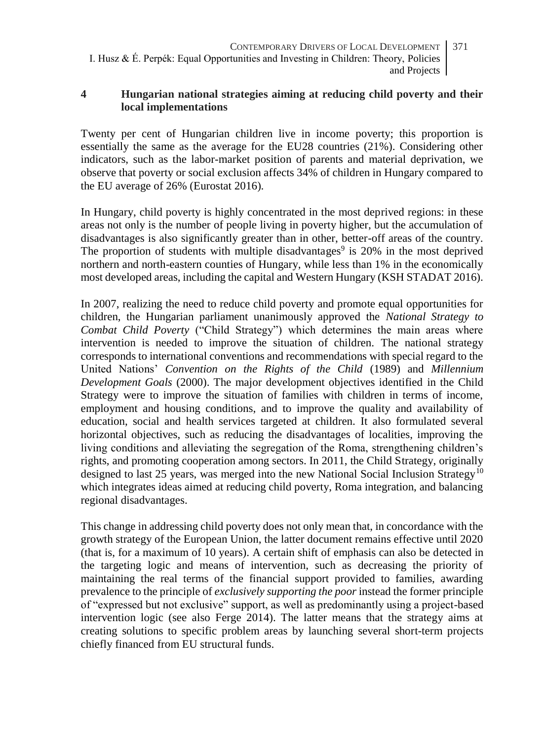## 4 Hungarian national strategies aiming at reducing child poverty and their local implementations

Twenty per cent of Hungarian children live in income poverty; this proportion is essentially the same as the average for the EU28 countries (21%). Considering other indicators, such as the labor-market position of parents and material deprivation, we observe that poverty or social exclusion affects 34% of children in Hungary compared to the EU average of 26% (Eurostat 2016).

In Hungary, child poverty is highly concentrated in the most deprived regions: in these areas not only is the number of people living in poverty higher, but the accumulation of disadvantages is also significantly greater than in other, better-off areas of the country. The proportion of students with multiple disadvantages[9] is 20% in the most deprived northern and north-eastern counties of Hungary, while less than 1% in the economically most developed areas, including the capital and Western Hungary (KSH STADAT 2016).

In 2007, realizing the need to reduce child poverty and promote equal opportunities for children, the Hungarian parliament unanimously approved the *National Strategy to Combat Child Poverty* ("Child Strategy") which determines the main areas where intervention is needed to improve the situation of children. The national strategy corresponds to international conventions and recommendations with special regard to the United Nations' *Convention on the Rights of the Child* (1989) and *Millennium Development Goals* (2000). The major development objectives identified in the Child Strategy were to improve the situation of families with children in terms of income, employment and housing conditions, and to improve the quality and availability of education, social and health services targeted at children. It also formulated several horizontal objectives, such as reducing the disadvantages of localities, improving the living conditions and alleviating the segregation of the Roma, strengthening children's rights, and promoting cooperation among sectors. In 2011, the Child Strategy, originally designed to last 25 years, was merged into the new National Social Inclusion Strategy[10] which integrates ideas aimed at reducing child poverty, Roma integration, and balancing regional disadvantages.

This change in addressing child poverty does not only mean that, in concordance with the growth strategy of the European Union, the latter document remains effective until 2020 (that is, for a maximum of 10 years). A certain shift of emphasis can also be detected in the targeting logic and means of intervention, such as decreasing the priority of maintaining the real terms of the financial support provided to families, awarding prevalence to the principle of *exclusively supporting the poor* instead the former principle of "expressed but not exclusive" support, as well as predominantly using a project-based intervention logic (see also Ferge 2014). The latter means that the strategy aims at creating solutions to specific problem areas by launching several short-term projects chiefly financed from EU structural funds.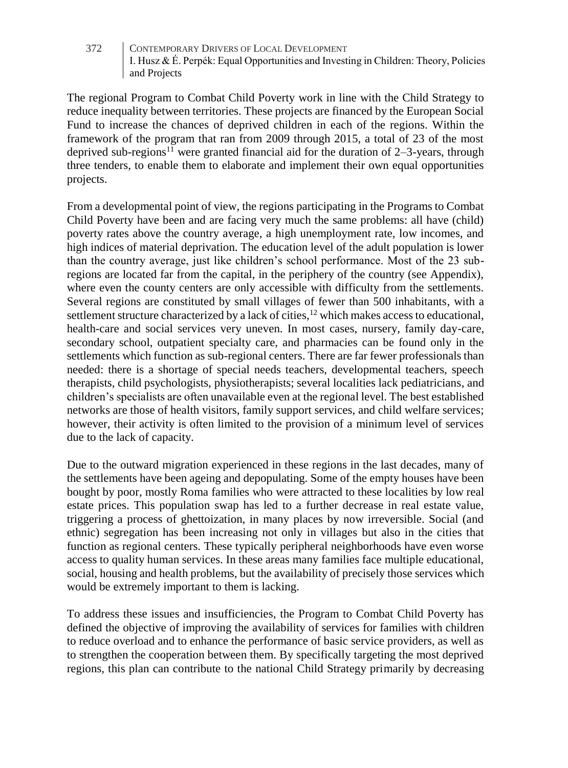The regional Program to Combat Child Poverty work in line with the Child Strategy to reduce inequality between territories. These projects are financed by the European Social Fund to increase the chances of deprived children in each of the regions. Within the framework of the program that ran from 2009 through 2015, a total of 23 of the most deprived sub-regions[11] were granted financial aid for the duration of 2–3-years, through three tenders, to enable them to elaborate and implement their own equal opportunities projects.

From a developmental point of view, the regions participating in the Programs to Combat Child Poverty have been and are facing very much the same problems: all have (child) poverty rates above the country average, a high unemployment rate, low incomes, and high indices of material deprivation. The education level of the adult population is lower than the country average, just like children's school performance. Most of the 23 sub-regions are located far from the capital, in the periphery of the country (see Appendix), where even the county centers are only accessible with difficulty from the settlements. Several regions are constituted by small villages of fewer than 500 inhabitants, with a settlement structure characterized by a lack of cities,[12] which makes access to educational, health-care and social services very uneven. In most cases, nursery, family day-care, secondary school, outpatient specialty care, and pharmacies can be found only in the settlements which function as sub-regional centers. There are far fewer professionals than needed: there is a shortage of special needs teachers, developmental teachers, speech therapists, child psychologists, physiotherapists; several localities lack pediatricians, and children's specialists are often unavailable even at the regional level. The best established networks are those of health visitors, family support services, and child welfare services; however, their activity is often limited to the provision of a minimum level of services due to the lack of capacity.

Due to the outward migration experienced in these regions in the last decades, many of the settlements have been ageing and depopulating. Some of the empty houses have been bought by poor, mostly Roma families who were attracted to these localities by low real estate prices. This population swap has led to a further decrease in real estate value, triggering a process of ghettoization, in many places by now irreversible. Social (and ethnic) segregation has been increasing not only in villages but also in the cities that function as regional centers. These typically peripheral neighborhoods have even worse access to quality human services. In these areas many families face multiple educational, social, housing and health problems, but the availability of precisely those services which would be extremely important to them is lacking.

To address these issues and insufficiencies, the Program to Combat Child Poverty has defined the objective of improving the availability of services for families with children to reduce overload and to enhance the performance of basic service providers, as well as to strengthen the cooperation between them. By specifically targeting the most deprived regions, this plan can contribute to the national Child Strategy primarily by decreasing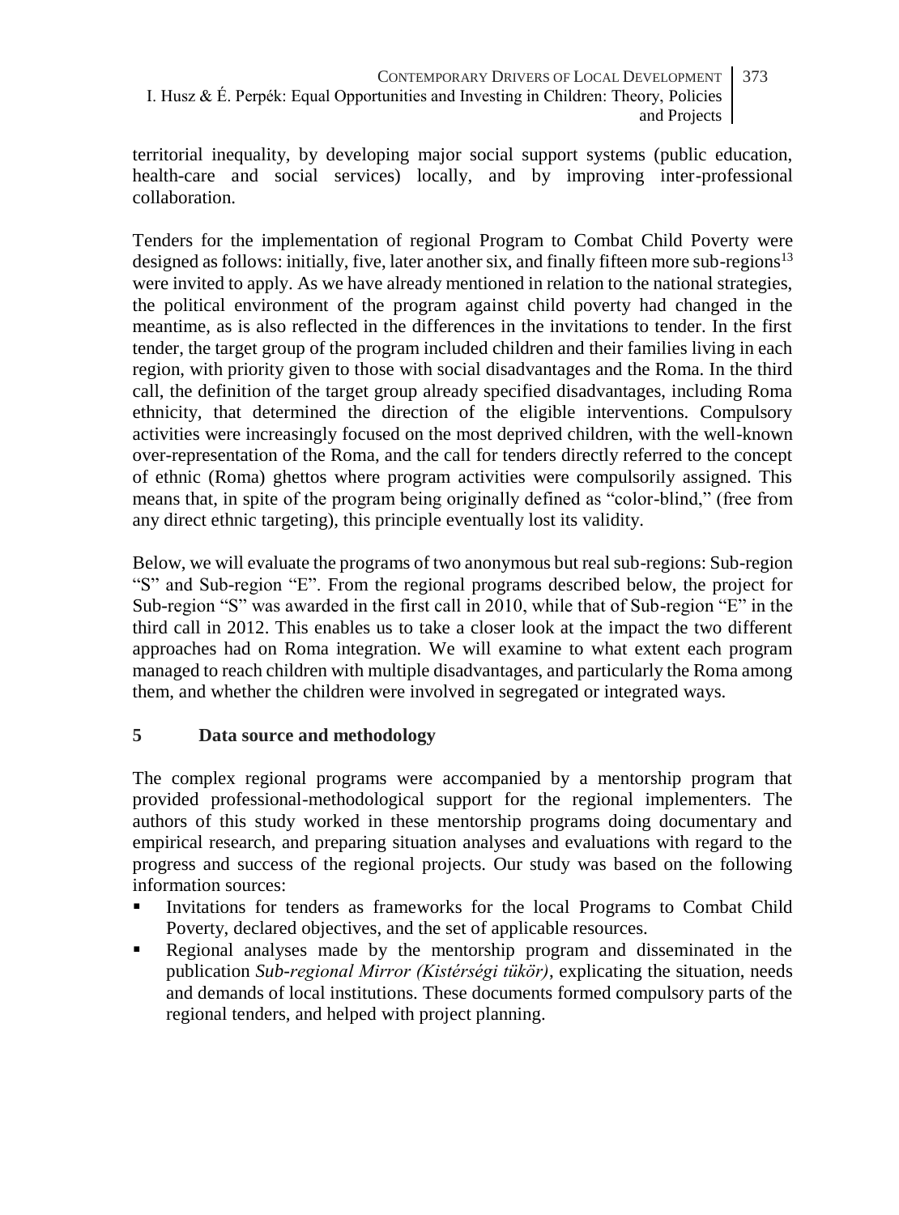territorial inequality, by developing major social support systems (public education, health-care and social services) locally, and by improving inter-professional collaboration.

Tenders for the implementation of regional Program to Combat Child Poverty were designed as follows: initially, five, later another six, and finally fifteen more sub-regions[13] were invited to apply. As we have already mentioned in relation to the national strategies, the political environment of the program against child poverty had changed in the meantime, as is also reflected in the differences in the invitations to tender. In the first tender, the target group of the program included children and their families living in each region, with priority given to those with social disadvantages and the Roma. In the third call, the definition of the target group already specified disadvantages, including Roma ethnicity, that determined the direction of the eligible interventions. Compulsory activities were increasingly focused on the most deprived children, with the well-known over-representation of the Roma, and the call for tenders directly referred to the concept of ethnic (Roma) ghettos where program activities were compulsorily assigned. This means that, in spite of the program being originally defined as "color-blind," (free from any direct ethnic targeting), this principle eventually lost its validity.

Below, we will evaluate the programs of two anonymous but real sub-regions: Sub-region "S" and Sub-region "E". From the regional programs described below, the project for Sub-region "S" was awarded in the first call in 2010, while that of Sub-region "E" in the third call in 2012. This enables us to take a closer look at the impact the two different approaches had on Roma integration. We will examine to what extent each program managed to reach children with multiple disadvantages, and particularly the Roma among them, and whether the children were involved in segregated or integrated ways.

## 5 Data source and methodology

The complex regional programs were accompanied by a mentorship program that provided professional-methodological support for the regional implementers. The authors of this study worked in these mentorship programs doing documentary and empirical research, and preparing situation analyses and evaluations with regard to the progress and success of the regional projects. Our study was based on the following information sources:

- Invitations for tenders as frameworks for the local Programs to Combat Child Poverty, declared objectives, and the set of applicable resources.
- Regional analyses made by the mentorship program and disseminated in the publication *Sub-regional Mirror (Kistérségi tükör)*, explicating the situation, needs and demands of local institutions. These documents formed compulsory parts of the regional tenders, and helped with project planning.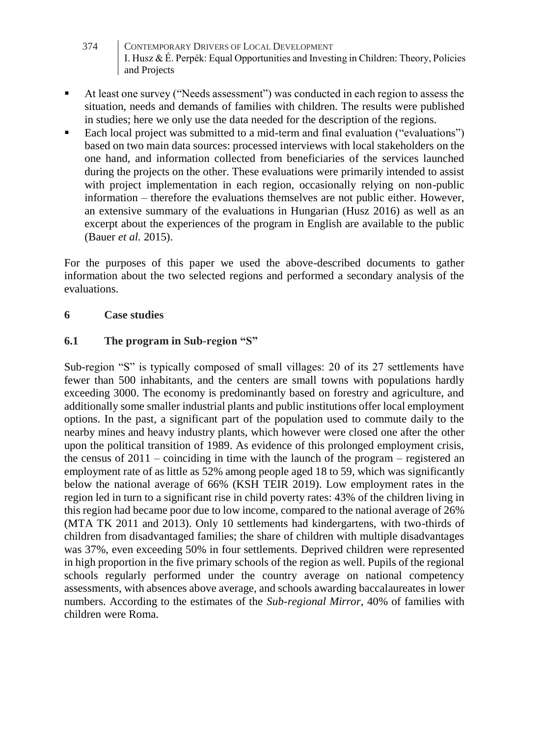- At least one survey ("Needs assessment") was conducted in each region to assess the situation, needs and demands of families with children. The results were published in studies; here we only use the data needed for the description of the regions.
- Each local project was submitted to a mid-term and final evaluation ("evaluations") based on two main data sources: processed interviews with local stakeholders on the one hand, and information collected from beneficiaries of the services launched during the projects on the other. These evaluations were primarily intended to assist with project implementation in each region, occasionally relying on non-public information – therefore the evaluations themselves are not public either. However, an extensive summary of the evaluations in Hungarian (Husz 2016) as well as an excerpt about the experiences of the program in English are available to the public (Bauer *et al.* 2015).

For the purposes of this paper we used the above-described documents to gather information about the two selected regions and performed a secondary analysis of the evaluations.

## 6 Case studies

### 6.1 The program in Sub-region "S"

Sub-region "S" is typically composed of small villages: 20 of its 27 settlements have fewer than 500 inhabitants, and the centers are small towns with populations hardly exceeding 3000. The economy is predominantly based on forestry and agriculture, and additionally some smaller industrial plants and public institutions offer local employment options. In the past, a significant part of the population used to commute daily to the nearby mines and heavy industry plants, which however were closed one after the other upon the political transition of 1989. As evidence of this prolonged employment crisis, the census of 2011 – coinciding in time with the launch of the program – registered an employment rate of as little as 52% among people aged 18 to 59, which was significantly below the national average of 66% (KSH TEIR 2019). Low employment rates in the region led in turn to a significant rise in child poverty rates: 43% of the children living in this region had became poor due to low income, compared to the national average of 26% (MTA TK 2011 and 2013). Only 10 settlements had kindergartens, with two-thirds of children from disadvantaged families; the share of children with multiple disadvantages was 37%, even exceeding 50% in four settlements. Deprived children were represented in high proportion in the five primary schools of the region as well. Pupils of the regional schools regularly performed under the country average on national competency assessments, with absences above average, and schools awarding baccalaureates in lower numbers. According to the estimates of the *Sub-regional Mirror*, 40% of families with children were Roma.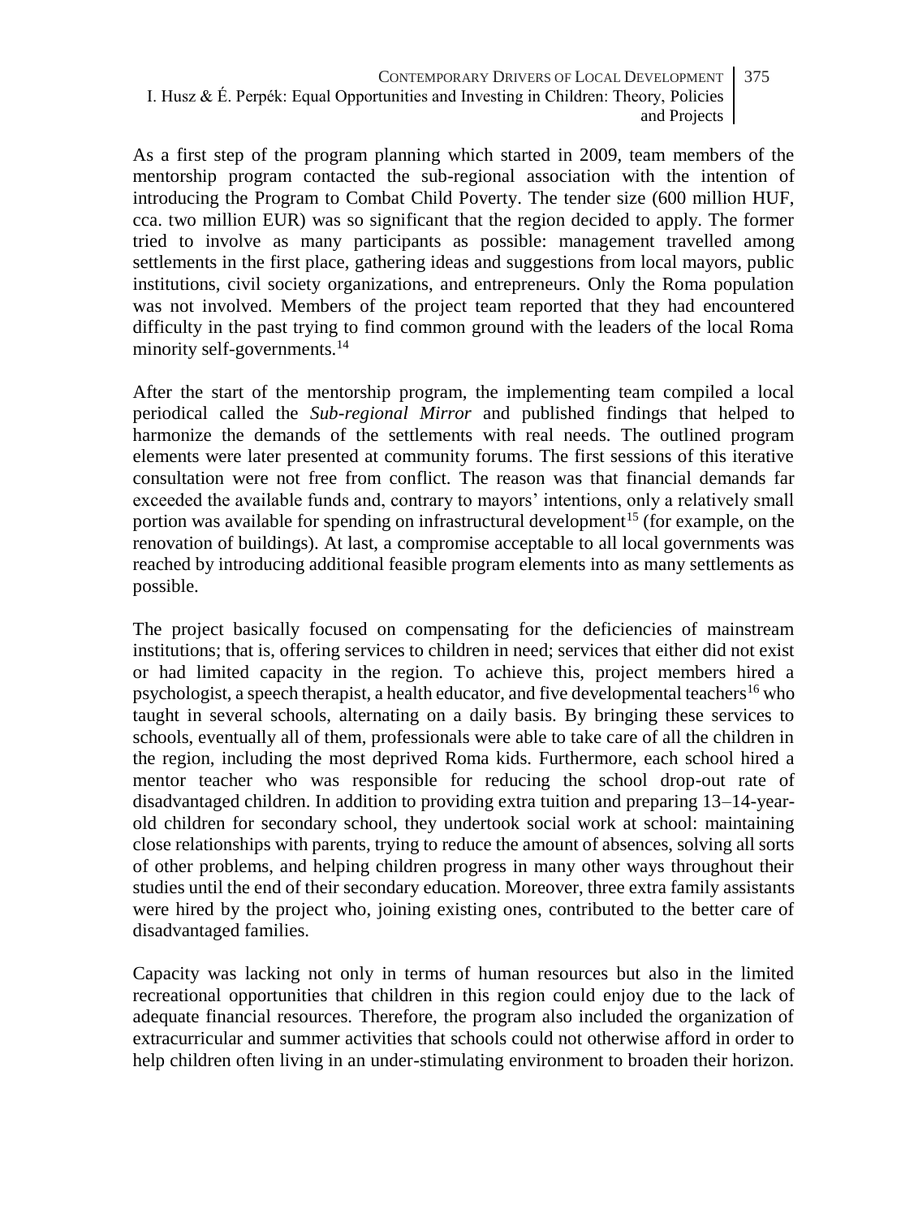As a first step of the program planning which started in 2009, team members of the mentorship program contacted the sub-regional association with the intention of introducing the Program to Combat Child Poverty. The tender size (600 million HUF, cca. two million EUR) was so significant that the region decided to apply. The former tried to involve as many participants as possible: management travelled among settlements in the first place, gathering ideas and suggestions from local mayors, public institutions, civil society organizations, and entrepreneurs. Only the Roma population was not involved. Members of the project team reported that they had encountered difficulty in the past trying to find common ground with the leaders of the local Roma minority self-governments.[14]

After the start of the mentorship program, the implementing team compiled a local periodical called the *Sub-regional Mirror* and published findings that helped to harmonize the demands of the settlements with real needs. The outlined program elements were later presented at community forums. The first sessions of this iterative consultation were not free from conflict. The reason was that financial demands far exceeded the available funds and, contrary to mayors' intentions, only a relatively small portion was available for spending on infrastructural development[15] (for example, on the renovation of buildings). At last, a compromise acceptable to all local governments was reached by introducing additional feasible program elements into as many settlements as possible.

The project basically focused on compensating for the deficiencies of mainstream institutions; that is, offering services to children in need; services that either did not exist or had limited capacity in the region. To achieve this, project members hired a psychologist, a speech therapist, a health educator, and five developmental teachers[16] who taught in several schools, alternating on a daily basis. By bringing these services to schools, eventually all of them, professionals were able to take care of all the children in the region, including the most deprived Roma kids. Furthermore, each school hired a mentor teacher who was responsible for reducing the school drop-out rate of disadvantaged children. In addition to providing extra tuition and preparing 13–14-year-old children for secondary school, they undertook social work at school: maintaining close relationships with parents, trying to reduce the amount of absences, solving all sorts of other problems, and helping children progress in many other ways throughout their studies until the end of their secondary education. Moreover, three extra family assistants were hired by the project who, joining existing ones, contributed to the better care of disadvantaged families.

Capacity was lacking not only in terms of human resources but also in the limited recreational opportunities that children in this region could enjoy due to the lack of adequate financial resources. Therefore, the program also included the organization of extracurricular and summer activities that schools could not otherwise afford in order to help children often living in an under-stimulating environment to broaden their horizon.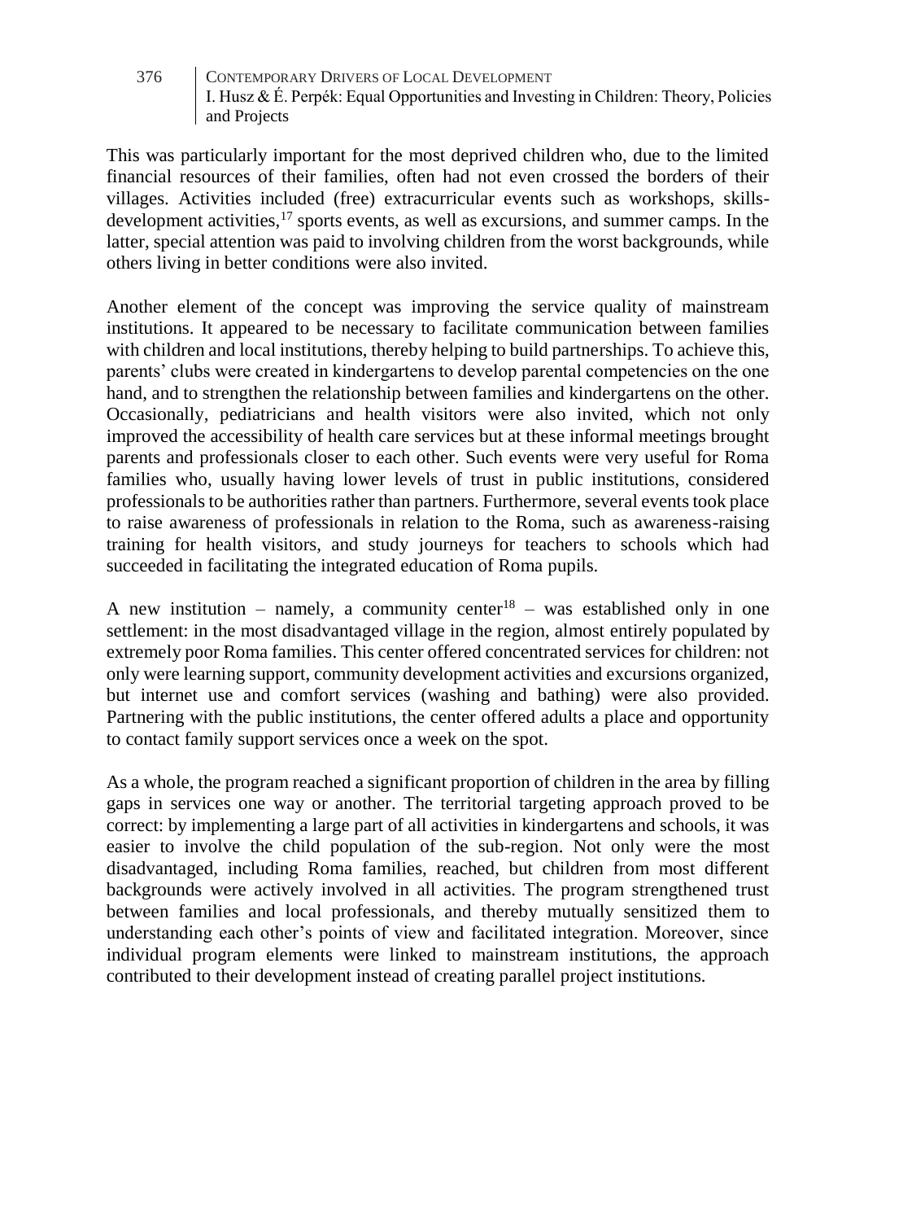This was particularly important for the most deprived children who, due to the limited financial resources of their families, often had not even crossed the borders of their villages. Activities included (free) extracurricular events such as workshops, skills-development activities,[17] sports events, as well as excursions, and summer camps. In the latter, special attention was paid to involving children from the worst backgrounds, while others living in better conditions were also invited.

Another element of the concept was improving the service quality of mainstream institutions. It appeared to be necessary to facilitate communication between families with children and local institutions, thereby helping to build partnerships. To achieve this, parents' clubs were created in kindergartens to develop parental competencies on the one hand, and to strengthen the relationship between families and kindergartens on the other. Occasionally, pediatricians and health visitors were also invited, which not only improved the accessibility of health care services but at these informal meetings brought parents and professionals closer to each other. Such events were very useful for Roma families who, usually having lower levels of trust in public institutions, considered professionals to be authorities rather than partners. Furthermore, several events took place to raise awareness of professionals in relation to the Roma, such as awareness-raising training for health visitors, and study journeys for teachers to schools which had succeeded in facilitating the integrated education of Roma pupils.

A new institution – namely, a community center[18] – was established only in one settlement: in the most disadvantaged village in the region, almost entirely populated by extremely poor Roma families. This center offered concentrated services for children: not only were learning support, community development activities and excursions organized, but internet use and comfort services (washing and bathing) were also provided. Partnering with the public institutions, the center offered adults a place and opportunity to contact family support services once a week on the spot.

As a whole, the program reached a significant proportion of children in the area by filling gaps in services one way or another. The territorial targeting approach proved to be correct: by implementing a large part of all activities in kindergartens and schools, it was easier to involve the child population of the sub-region. Not only were the most disadvantaged, including Roma families, reached, but children from most different backgrounds were actively involved in all activities. The program strengthened trust between families and local professionals, and thereby mutually sensitized them to understanding each other's points of view and facilitated integration. Moreover, since individual program elements were linked to mainstream institutions, the approach contributed to their development instead of creating parallel project institutions.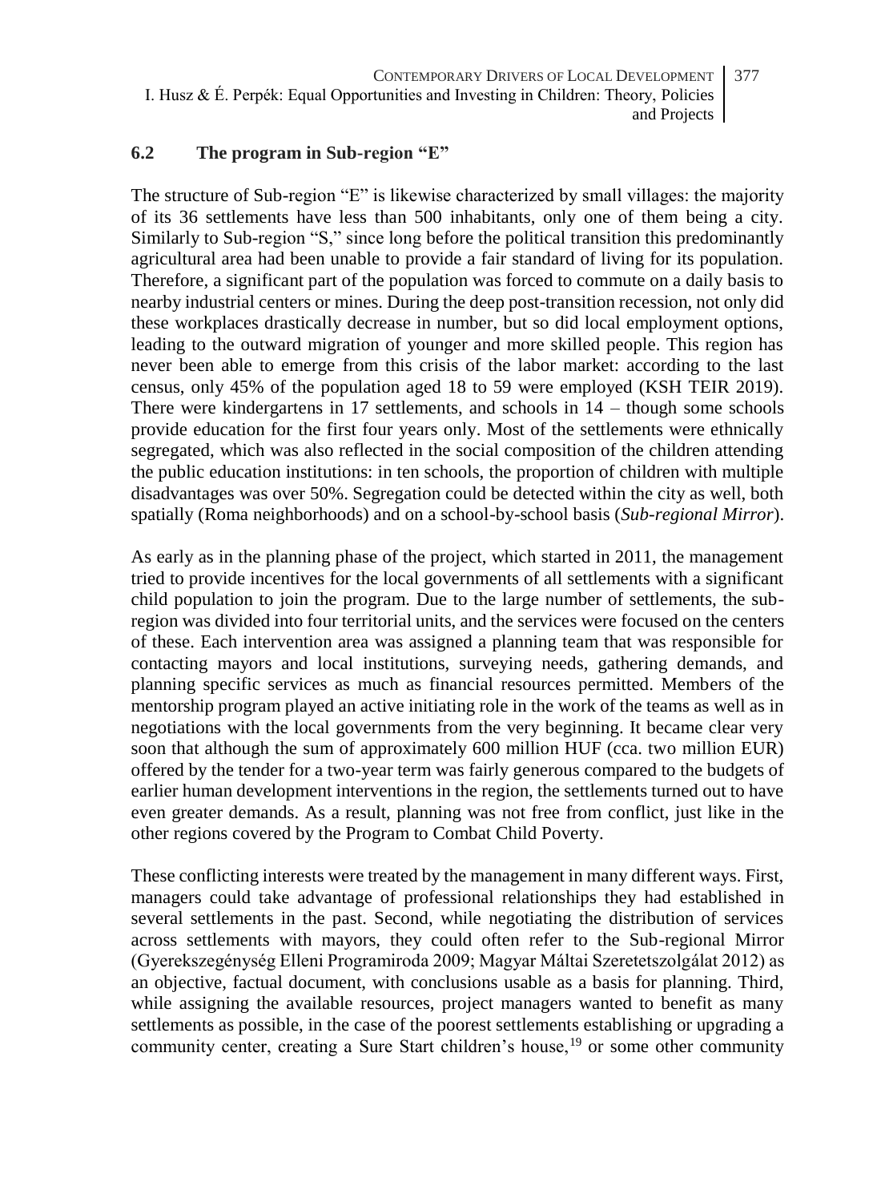### 6.2 The program in Sub-region "E"

The structure of Sub-region "E" is likewise characterized by small villages: the majority of its 36 settlements have less than 500 inhabitants, only one of them being a city. Similarly to Sub-region "S," since long before the political transition this predominantly agricultural area had been unable to provide a fair standard of living for its population. Therefore, a significant part of the population was forced to commute on a daily basis to nearby industrial centers or mines. During the deep post-transition recession, not only did these workplaces drastically decrease in number, but so did local employment options, leading to the outward migration of younger and more skilled people. This region has never been able to emerge from this crisis of the labor market: according to the last census, only 45% of the population aged 18 to 59 were employed (KSH TEIR 2019). There were kindergartens in 17 settlements, and schools in 14 – though some schools provide education for the first four years only. Most of the settlements were ethnically segregated, which was also reflected in the social composition of the children attending the public education institutions: in ten schools, the proportion of children with multiple disadvantages was over 50%. Segregation could be detected within the city as well, both spatially (Roma neighborhoods) and on a school-by-school basis (*Sub-regional Mirror*).

As early as in the planning phase of the project, which started in 2011, the management tried to provide incentives for the local governments of all settlements with a significant child population to join the program. Due to the large number of settlements, the sub-region was divided into four territorial units, and the services were focused on the centers of these. Each intervention area was assigned a planning team that was responsible for contacting mayors and local institutions, surveying needs, gathering demands, and planning specific services as much as financial resources permitted. Members of the mentorship program played an active initiating role in the work of the teams as well as in negotiations with the local governments from the very beginning. It became clear very soon that although the sum of approximately 600 million HUF (cca. two million EUR) offered by the tender for a two-year term was fairly generous compared to the budgets of earlier human development interventions in the region, the settlements turned out to have even greater demands. As a result, planning was not free from conflict, just like in the other regions covered by the Program to Combat Child Poverty.

These conflicting interests were treated by the management in many different ways. First, managers could take advantage of professional relationships they had established in several settlements in the past. Second, while negotiating the distribution of services across settlements with mayors, they could often refer to the Sub-regional Mirror (Gyerekszegénység Elleni Programiroda 2009; Magyar Máltai Szeretetszolgálat 2012) as an objective, factual document, with conclusions usable as a basis for planning. Third, while assigning the available resources, project managers wanted to benefit as many settlements as possible, in the case of the poorest settlements establishing or upgrading a community center, creating a Sure Start children's house,[19] or some other community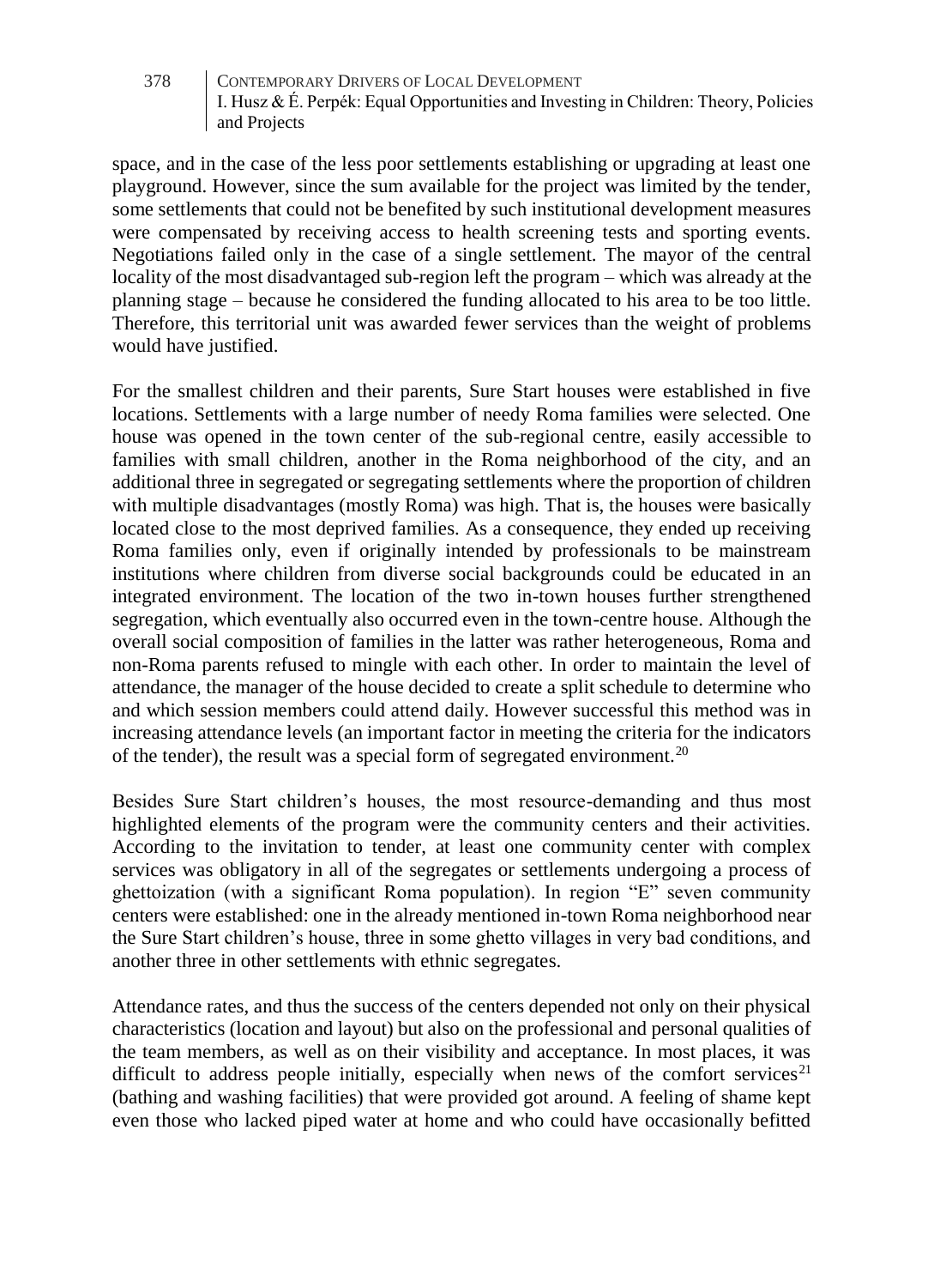space, and in the case of the less poor settlements establishing or upgrading at least one playground. However, since the sum available for the project was limited by the tender, some settlements that could not be benefited by such institutional development measures were compensated by receiving access to health screening tests and sporting events. Negotiations failed only in the case of a single settlement. The mayor of the central locality of the most disadvantaged sub-region left the program – which was already at the planning stage – because he considered the funding allocated to his area to be too little. Therefore, this territorial unit was awarded fewer services than the weight of problems would have justified.

For the smallest children and their parents, Sure Start houses were established in five locations. Settlements with a large number of needy Roma families were selected. One house was opened in the town center of the sub-regional centre, easily accessible to families with small children, another in the Roma neighborhood of the city, and an additional three in segregated or segregating settlements where the proportion of children with multiple disadvantages (mostly Roma) was high. That is, the houses were basically located close to the most deprived families. As a consequence, they ended up receiving Roma families only, even if originally intended by professionals to be mainstream institutions where children from diverse social backgrounds could be educated in an integrated environment. The location of the two in-town houses further strengthened segregation, which eventually also occurred even in the town-centre house. Although the overall social composition of families in the latter was rather heterogeneous, Roma and non-Roma parents refused to mingle with each other. In order to maintain the level of attendance, the manager of the house decided to create a split schedule to determine who and which session members could attend daily. However successful this method was in increasing attendance levels (an important factor in meeting the criteria for the indicators of the tender), the result was a special form of segregated environment.[20]

Besides Sure Start children's houses, the most resource-demanding and thus most highlighted elements of the program were the community centers and their activities. According to the invitation to tender, at least one community center with complex services was obligatory in all of the segregates or settlements undergoing a process of ghettoization (with a significant Roma population). In region "E" seven community centers were established: one in the already mentioned in-town Roma neighborhood near the Sure Start children's house, three in some ghetto villages in very bad conditions, and another three in other settlements with ethnic segregates.

Attendance rates, and thus the success of the centers depended not only on their physical characteristics (location and layout) but also on the professional and personal qualities of the team members, as well as on their visibility and acceptance. In most places, it was difficult to address people initially, especially when news of the comfort services[21] (bathing and washing facilities) that were provided got around. A feeling of shame kept even those who lacked piped water at home and who could have occasionally befitted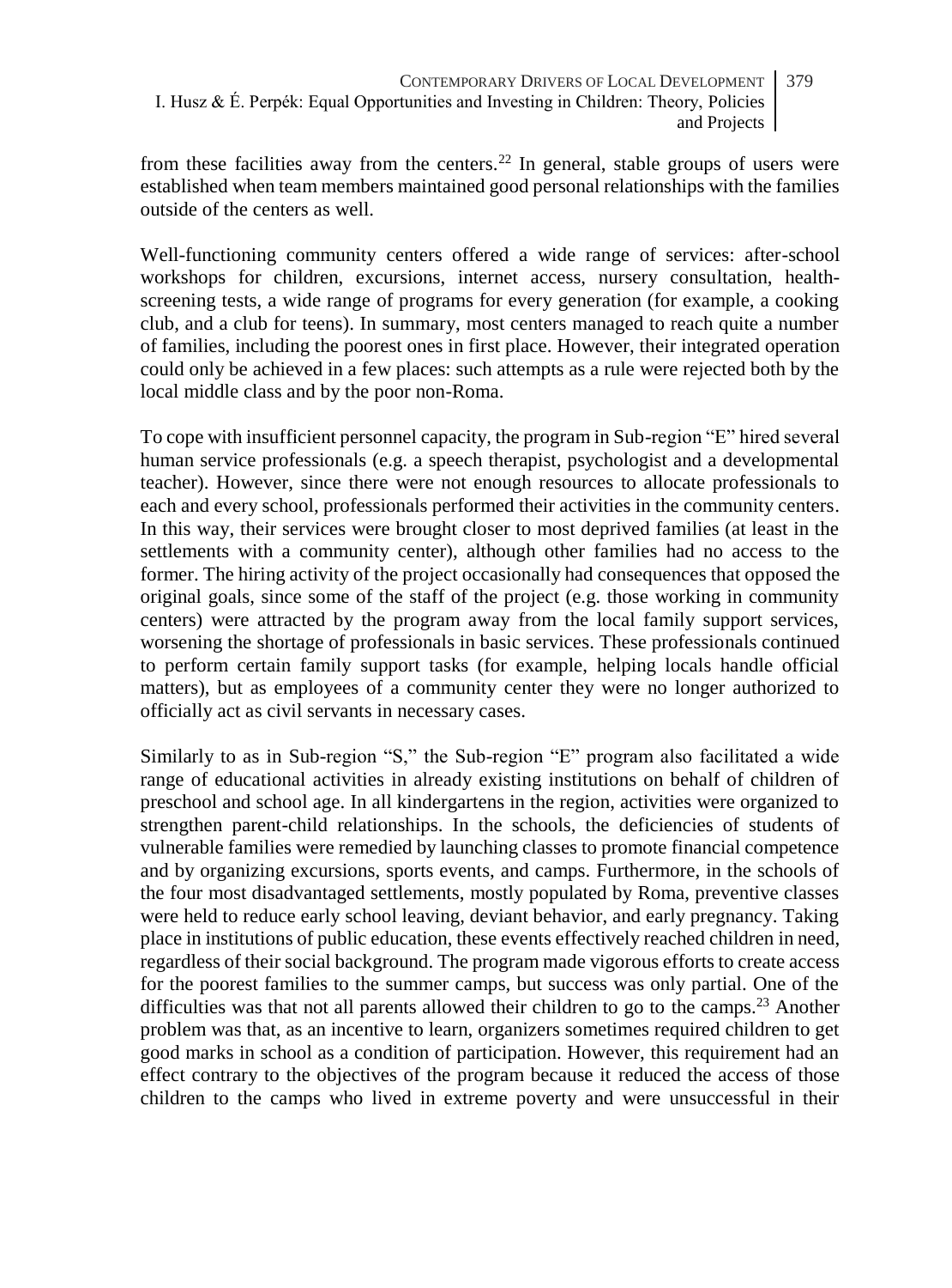from these facilities away from the centers.[22] In general, stable groups of users were established when team members maintained good personal relationships with the families outside of the centers as well.

Well-functioning community centers offered a wide range of services: after-school workshops for children, excursions, internet access, nursery consultation, health-screening tests, a wide range of programs for every generation (for example, a cooking club, and a club for teens). In summary, most centers managed to reach quite a number of families, including the poorest ones in first place. However, their integrated operation could only be achieved in a few places: such attempts as a rule were rejected both by the local middle class and by the poor non-Roma.

To cope with insufficient personnel capacity, the program in Sub-region "E" hired several human service professionals (e.g. a speech therapist, psychologist and a developmental teacher). However, since there were not enough resources to allocate professionals to each and every school, professionals performed their activities in the community centers. In this way, their services were brought closer to most deprived families (at least in the settlements with a community center), although other families had no access to the former. The hiring activity of the project occasionally had consequences that opposed the original goals, since some of the staff of the project (e.g. those working in community centers) were attracted by the program away from the local family support services, worsening the shortage of professionals in basic services. These professionals continued to perform certain family support tasks (for example, helping locals handle official matters), but as employees of a community center they were no longer authorized to officially act as civil servants in necessary cases.

Similarly to as in Sub-region "S," the Sub-region "E" program also facilitated a wide range of educational activities in already existing institutions on behalf of children of preschool and school age. In all kindergartens in the region, activities were organized to strengthen parent-child relationships. In the schools, the deficiencies of students of vulnerable families were remedied by launching classes to promote financial competence and by organizing excursions, sports events, and camps. Furthermore, in the schools of the four most disadvantaged settlements, mostly populated by Roma, preventive classes were held to reduce early school leaving, deviant behavior, and early pregnancy. Taking place in institutions of public education, these events effectively reached children in need, regardless of their social background. The program made vigorous efforts to create access for the poorest families to the summer camps, but success was only partial. One of the difficulties was that not all parents allowed their children to go to the camps.[23] Another problem was that, as an incentive to learn, organizers sometimes required children to get good marks in school as a condition of participation. However, this requirement had an effect contrary to the objectives of the program because it reduced the access of those children to the camps who lived in extreme poverty and were unsuccessful in their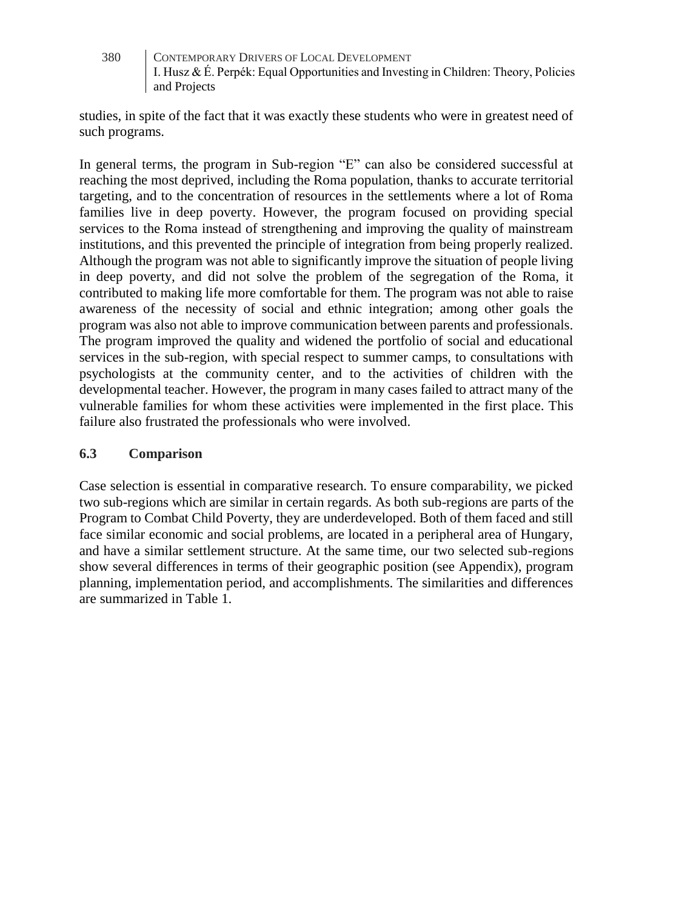studies, in spite of the fact that it was exactly these students who were in greatest need of such programs.

In general terms, the program in Sub-region "E" can also be considered successful at reaching the most deprived, including the Roma population, thanks to accurate territorial targeting, and to the concentration of resources in the settlements where a lot of Roma families live in deep poverty. However, the program focused on providing special services to the Roma instead of strengthening and improving the quality of mainstream institutions, and this prevented the principle of integration from being properly realized. Although the program was not able to significantly improve the situation of people living in deep poverty, and did not solve the problem of the segregation of the Roma, it contributed to making life more comfortable for them. The program was not able to raise awareness of the necessity of social and ethnic integration; among other goals the program was also not able to improve communication between parents and professionals. The program improved the quality and widened the portfolio of social and educational services in the sub-region, with special respect to summer camps, to consultations with psychologists at the community center, and to the activities of children with the developmental teacher. However, the program in many cases failed to attract many of the vulnerable families for whom these activities were implemented in the first place. This failure also frustrated the professionals who were involved.

### 6.3 Comparison

Case selection is essential in comparative research. To ensure comparability, we picked two sub-regions which are similar in certain regards. As both sub-regions are parts of the Program to Combat Child Poverty, they are underdeveloped. Both of them faced and still face similar economic and social problems, are located in a peripheral area of Hungary, and have a similar settlement structure. At the same time, our two selected sub-regions show several differences in terms of their geographic position (see Appendix), program planning, implementation period, and accomplishments. The similarities and differences are summarized in Table 1.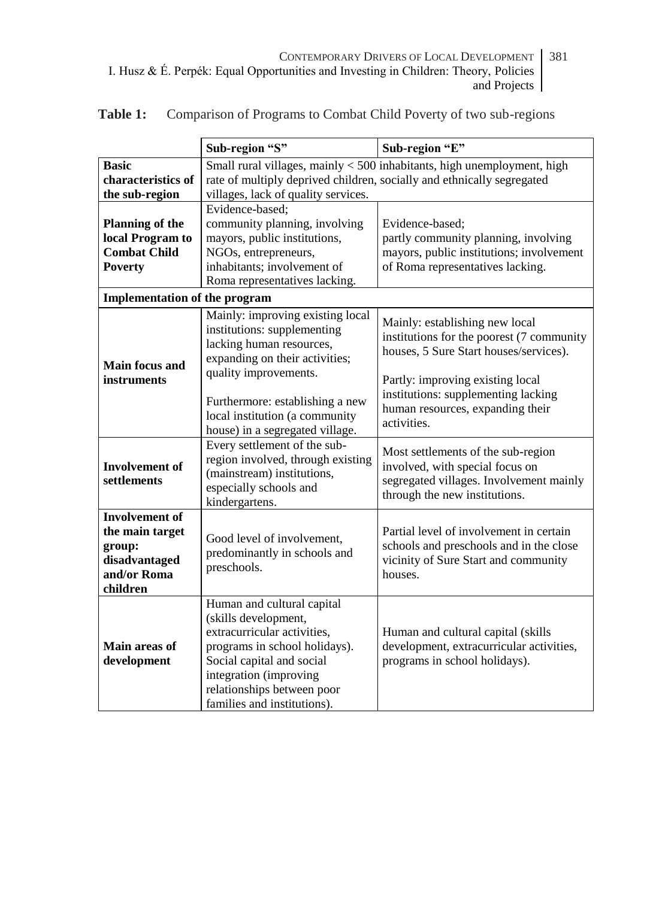**Table 1:** Comparison of Programs to Combat Child Poverty of two sub-regions

| | Sub-region "S" | Sub-region "E" |
|---|---|---|
| **Basic characteristics of the sub-region** | Small rural villages, mainly < 500 inhabitants, high unemployment, high rate of multiply deprived children, socially and ethnically segregated villages, lack of quality services. | |
| **Planning of the local Program to Combat Child Poverty** | Evidence-based; community planning, involving mayors, public institutions, NGOs, entrepreneurs, inhabitants; involvement of Roma representatives lacking. | Evidence-based; partly community planning, involving mayors, public institutions; involvement of Roma representatives lacking. |
| **Implementation of the program** | | |
| **Main focus and instruments** | Mainly: improving existing local institutions: supplementing lacking human resources, expanding on their activities; quality improvements. Furthermore: establishing a new local institution (a community house) in a segregated village. | Mainly: establishing new local institutions for the poorest (7 community houses, 5 Sure Start houses/services). Partly: improving existing local institutions: supplementing lacking human resources, expanding their activities. |
| **Involvement of settlements** | Every settlement of the sub-region involved, through existing (mainstream) institutions, especially schools and kindergartens. | Most settlements of the sub-region involved, with special focus on segregated villages. Involvement mainly through the new institutions. |
| **Involvement of the main target group: disadvantaged and/or Roma children** | Good level of involvement, predominantly in schools and preschools. | Partial level of involvement in certain schools and preschools and in the close vicinity of Sure Start and community houses. |
| **Main areas of development** | Human and cultural capital (skills development, extracurricular activities, programs in school holidays). Social capital and social integration (improving relationships between poor families and institutions). | Human and cultural capital (skills development, extracurricular activities, programs in school holidays). |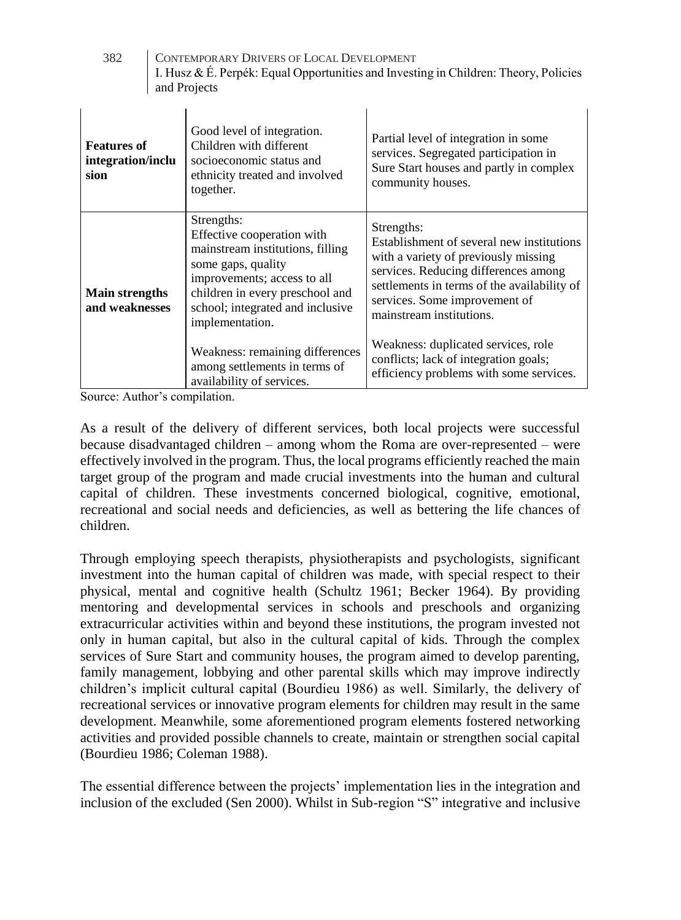| | | |
|---|---|---|
| **Features of integration/inclusion** | Good level of integration. Children with different socioeconomic status and ethnicity treated and involved together. | Partial level of integration in some services. Segregated participation in Sure Start houses and partly in complex community houses. |
| **Main strengths and weaknesses** | Strengths: Effective cooperation with mainstream institutions, filling some gaps, quality improvements; access to all children in every preschool and school; integrated and inclusive implementation. Weakness: remaining differences among settlements in terms of availability of services. | Strengths: Establishment of several new institutions with a variety of previously missing services. Reducing differences among settlements in terms of the availability of services. Some improvement of mainstream institutions. Weakness: duplicated services, role conflicts; lack of integration goals; efficiency problems with some services. |

Source: Author's compilation.

As a result of the delivery of different services, both local projects were successful because disadvantaged children – among whom the Roma are over-represented – were effectively involved in the program. Thus, the local programs efficiently reached the main target group of the program and made crucial investments into the human and cultural capital of children. These investments concerned biological, cognitive, emotional, recreational and social needs and deficiencies, as well as bettering the life chances of children.

Through employing speech therapists, physiotherapists and psychologists, significant investment into the human capital of children was made, with special respect to their physical, mental and cognitive health (Schultz 1961; Becker 1964). By providing mentoring and developmental services in schools and preschools and organizing extracurricular activities within and beyond these institutions, the program invested not only in human capital, but also in the cultural capital of kids. Through the complex services of Sure Start and community houses, the program aimed to develop parenting, family management, lobbying and other parental skills which may improve indirectly children's implicit cultural capital (Bourdieu 1986) as well. Similarly, the delivery of recreational services or innovative program elements for children may result in the same development. Meanwhile, some aforementioned program elements fostered networking activities and provided possible channels to create, maintain or strengthen social capital (Bourdieu 1986; Coleman 1988).

The essential difference between the projects' implementation lies in the integration and inclusion of the excluded (Sen 2000). Whilst in Sub-region "S" integrative and inclusive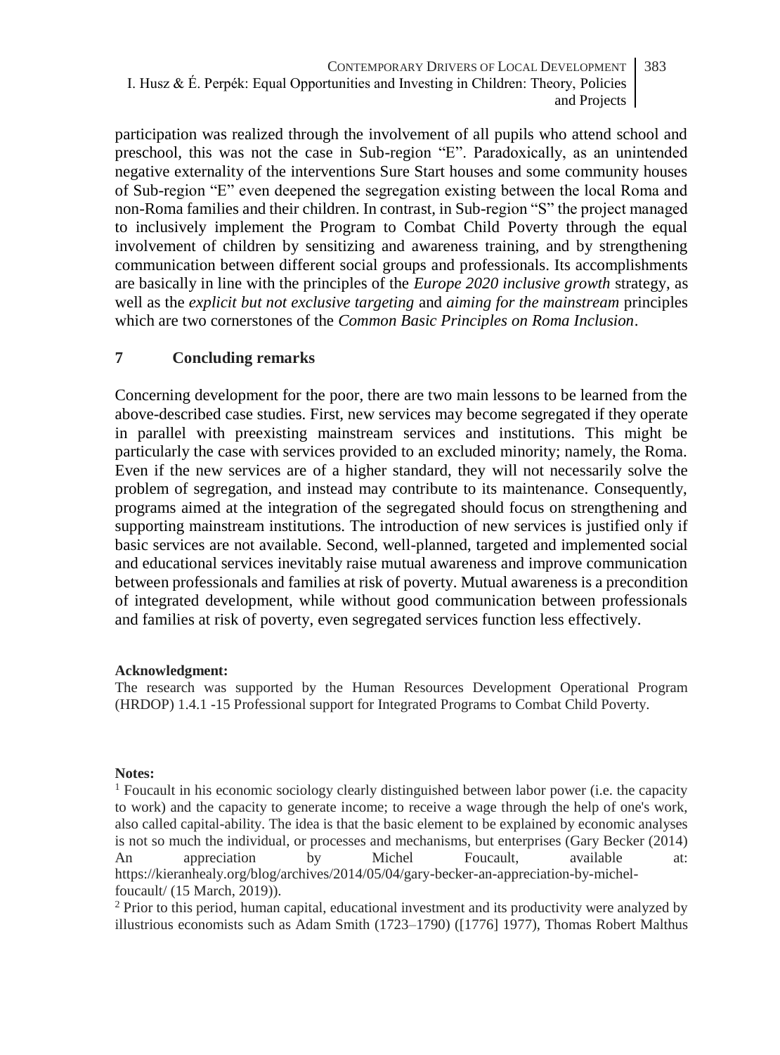participation was realized through the involvement of all pupils who attend school and preschool, this was not the case in Sub-region "E". Paradoxically, as an unintended negative externality of the interventions Sure Start houses and some community houses of Sub-region "E" even deepened the segregation existing between the local Roma and non-Roma families and their children. In contrast, in Sub-region "S" the project managed to inclusively implement the Program to Combat Child Poverty through the equal involvement of children by sensitizing and awareness training, and by strengthening communication between different social groups and professionals. Its accomplishments are basically in line with the principles of the *Europe 2020 inclusive growth* strategy, as well as the *explicit but not exclusive targeting* and *aiming for the mainstream* principles which are two cornerstones of the *Common Basic Principles on Roma Inclusion*.

## 7 Concluding remarks

Concerning development for the poor, there are two main lessons to be learned from the above-described case studies. First, new services may become segregated if they operate in parallel with preexisting mainstream services and institutions. This might be particularly the case with services provided to an excluded minority; namely, the Roma. Even if the new services are of a higher standard, they will not necessarily solve the problem of segregation, and instead may contribute to its maintenance. Consequently, programs aimed at the integration of the segregated should focus on strengthening and supporting mainstream institutions. The introduction of new services is justified only if basic services are not available. Second, well-planned, targeted and implemented social and educational services inevitably raise mutual awareness and improve communication between professionals and families at risk of poverty. Mutual awareness is a precondition of integrated development, while without good communication between professionals and families at risk of poverty, even segregated services function less effectively.

**Acknowledgment:**

The research was supported by the Human Resources Development Operational Program (HRDOP) 1.4.1 -15 Professional support for Integrated Programs to Combat Child Poverty.

**Notes:**

[1] Foucault in his economic sociology clearly distinguished between labor power (i.e. the capacity to work) and the capacity to generate income; to receive a wage through the help of one's work, also called capital-ability. The idea is that the basic element to be explained by economic analyses is not so much the individual, or processes and mechanisms, but enterprises (Gary Becker (2014) An appreciation by Michel Foucault, available at: https://kieranhealy.org/blog/archives/2014/05/04/gary-becker-an-appreciation-by-michel-foucault/ (15 March, 2019)).

[2] Prior to this period, human capital, educational investment and its productivity were analyzed by illustrious economists such as Adam Smith (1723–1790) ([1776] 1977), Thomas Robert Malthus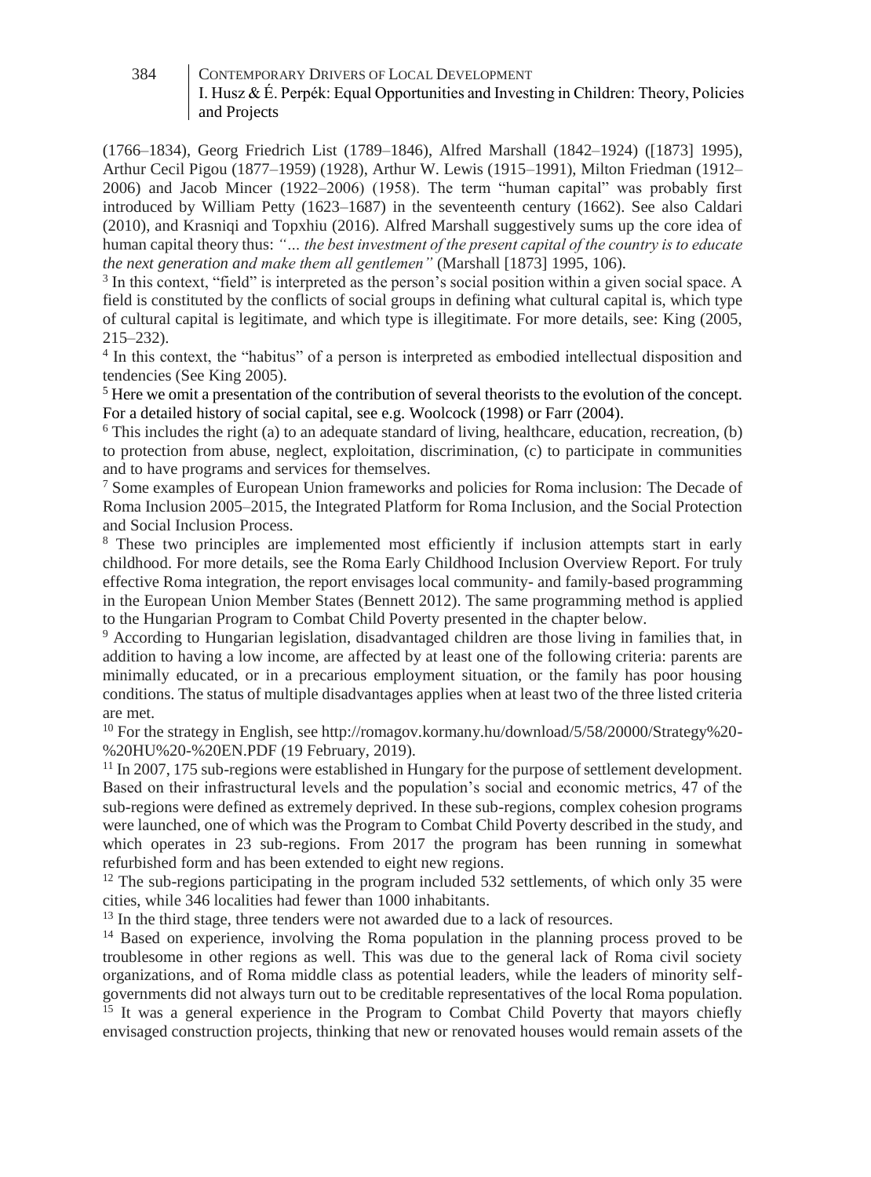(1766–1834), Georg Friedrich List (1789–1846), Alfred Marshall (1842–1924) ([1873] 1995), Arthur Cecil Pigou (1877–1959) (1928), Arthur W. Lewis (1915–1991), Milton Friedman (1912–2006) and Jacob Mincer (1922–2006) (1958). The term "human capital" was probably first introduced by William Petty (1623–1687) in the seventeenth century (1662). See also Caldari (2010), and Krasniqi and Topxhiu (2016). Alfred Marshall suggestively sums up the core idea of human capital theory thus: *"… the best investment of the present capital of the country is to educate the next generation and make them all gentlemen"* (Marshall [1873] 1995, 106).

[3] In this context, "field" is interpreted as the person's social position within a given social space. A field is constituted by the conflicts of social groups in defining what cultural capital is, which type of cultural capital is legitimate, and which type is illegitimate. For more details, see: King (2005, 215–232).

[4] In this context, the "habitus" of a person is interpreted as embodied intellectual disposition and tendencies (See King 2005).

[5] Here we omit a presentation of the contribution of several theorists to the evolution of the concept. For a detailed history of social capital, see e.g. Woolcock (1998) or Farr (2004).

[6] This includes the right (a) to an adequate standard of living, healthcare, education, recreation, (b) to protection from abuse, neglect, exploitation, discrimination, (c) to participate in communities and to have programs and services for themselves.

[7] Some examples of European Union frameworks and policies for Roma inclusion: The Decade of Roma Inclusion 2005–2015, the Integrated Platform for Roma Inclusion, and the Social Protection and Social Inclusion Process.

[8] These two principles are implemented most efficiently if inclusion attempts start in early childhood. For more details, see the Roma Early Childhood Inclusion Overview Report. For truly effective Roma integration, the report envisages local community- and family-based programming in the European Union Member States (Bennett 2012). The same programming method is applied to the Hungarian Program to Combat Child Poverty presented in the chapter below.

[9] According to Hungarian legislation, disadvantaged children are those living in families that, in addition to having a low income, are affected by at least one of the following criteria: parents are minimally educated, or in a precarious employment situation, or the family has poor housing conditions. The status of multiple disadvantages applies when at least two of the three listed criteria are met.

[10] For the strategy in English, see http://romagov.kormany.hu/download/5/58/20000/Strategy%20-%20HU%20-%20EN.PDF (19 February, 2019).

[11] In 2007, 175 sub-regions were established in Hungary for the purpose of settlement development. Based on their infrastructural levels and the population's social and economic metrics, 47 of the sub-regions were defined as extremely deprived. In these sub-regions, complex cohesion programs were launched, one of which was the Program to Combat Child Poverty described in the study, and which operates in 23 sub-regions. From 2017 the program has been running in somewhat refurbished form and has been extended to eight new regions.

[12] The sub-regions participating in the program included 532 settlements, of which only 35 were cities, while 346 localities had fewer than 1000 inhabitants.

[13] In the third stage, three tenders were not awarded due to a lack of resources.

[14] Based on experience, involving the Roma population in the planning process proved to be troublesome in other regions as well. This was due to the general lack of Roma civil society organizations, and of Roma middle class as potential leaders, while the leaders of minority self-governments did not always turn out to be creditable representatives of the local Roma population.

[15] It was a general experience in the Program to Combat Child Poverty that mayors chiefly envisaged construction projects, thinking that new or renovated houses would remain assets of the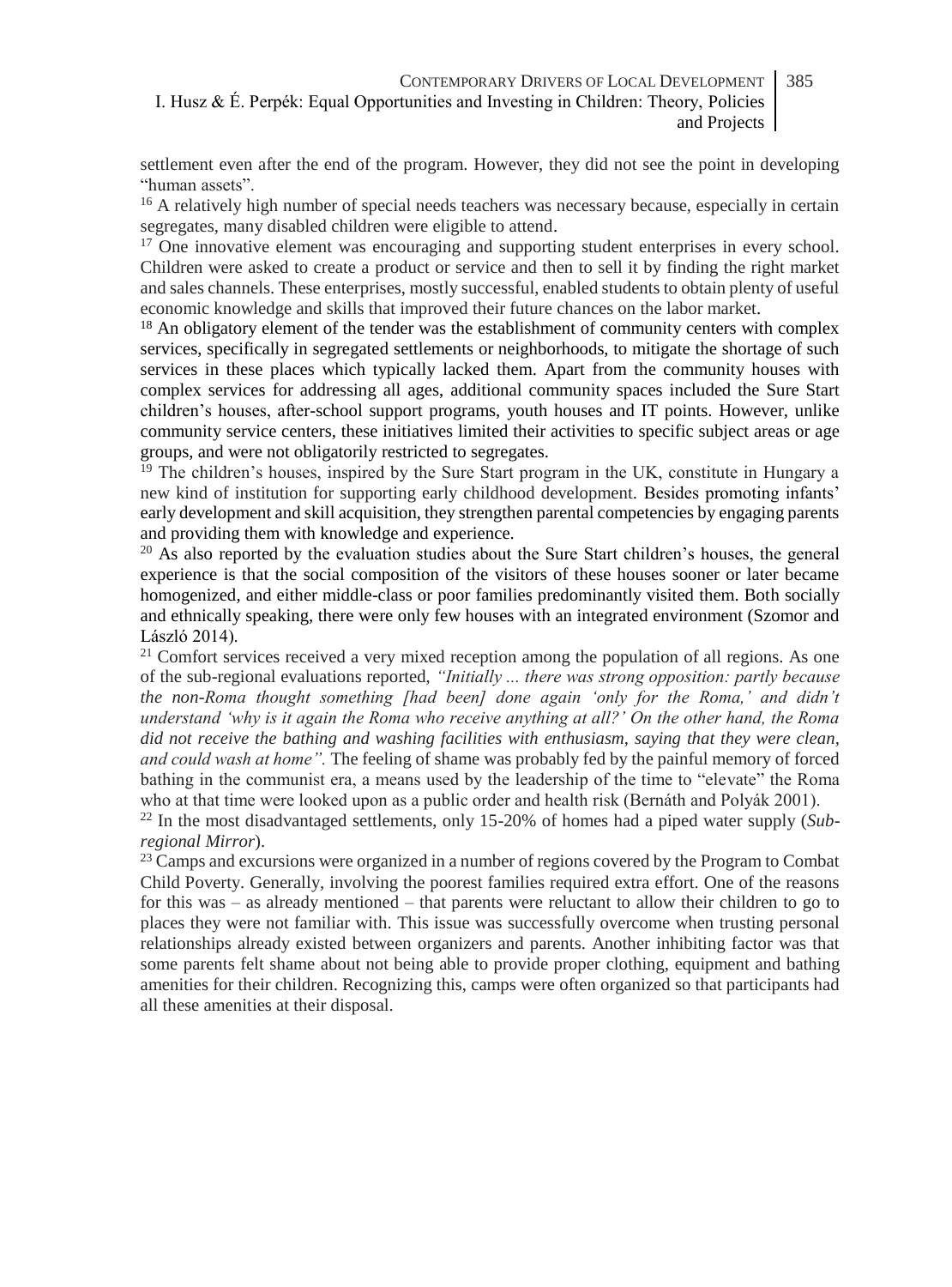settlement even after the end of the program. However, they did not see the point in developing "human assets".

[16] A relatively high number of special needs teachers was necessary because, especially in certain segregates, many disabled children were eligible to attend.

[17] One innovative element was encouraging and supporting student enterprises in every school. Children were asked to create a product or service and then to sell it by finding the right market and sales channels. These enterprises, mostly successful, enabled students to obtain plenty of useful economic knowledge and skills that improved their future chances on the labor market.

[18] An obligatory element of the tender was the establishment of community centers with complex services, specifically in segregated settlements or neighborhoods, to mitigate the shortage of such services in these places which typically lacked them. Apart from the community houses with complex services for addressing all ages, additional community spaces included the Sure Start children's houses, after-school support programs, youth houses and IT points. However, unlike community service centers, these initiatives limited their activities to specific subject areas or age groups, and were not obligatorily restricted to segregates.

[19] The children's houses, inspired by the Sure Start program in the UK, constitute in Hungary a new kind of institution for supporting early childhood development. Besides promoting infants' early development and skill acquisition, they strengthen parental competencies by engaging parents and providing them with knowledge and experience.

[20] As also reported by the evaluation studies about the Sure Start children's houses, the general experience is that the social composition of the visitors of these houses sooner or later became homogenized, and either middle-class or poor families predominantly visited them. Both socially and ethnically speaking, there were only few houses with an integrated environment (Szomor and László 2014).

[21] Comfort services received a very mixed reception among the population of all regions. As one of the sub-regional evaluations reported, *"Initially ... there was strong opposition: partly because the non-Roma thought something [had been] done again 'only for the Roma,' and didn't understand 'why is it again the Roma who receive anything at all?' On the other hand, the Roma did not receive the bathing and washing facilities with enthusiasm, saying that they were clean, and could wash at home".* The feeling of shame was probably fed by the painful memory of forced bathing in the communist era, a means used by the leadership of the time to "elevate" the Roma who at that time were looked upon as a public order and health risk (Bernáth and Polyák 2001).

[22] In the most disadvantaged settlements, only 15-20% of homes had a piped water supply (*Sub-regional Mirror*).

[23] Camps and excursions were organized in a number of regions covered by the Program to Combat Child Poverty. Generally, involving the poorest families required extra effort. One of the reasons for this was – as already mentioned – that parents were reluctant to allow their children to go to places they were not familiar with. This issue was successfully overcome when trusting personal relationships already existed between organizers and parents. Another inhibiting factor was that some parents felt shame about not being able to provide proper clothing, equipment and bathing amenities for their children. Recognizing this, camps were often organized so that participants had all these amenities at their disposal.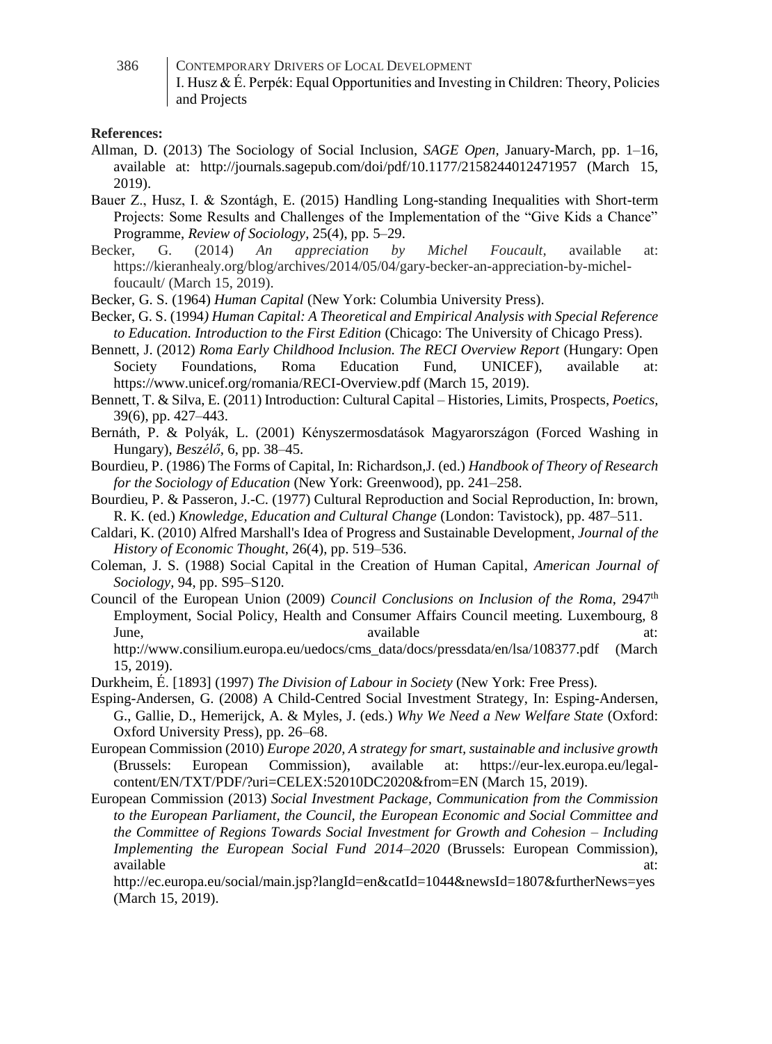**References:**

Allman, D. (2013) The Sociology of Social Inclusion, *SAGE Open*, January-March, pp. 1–16, available at: http://journals.sagepub.com/doi/pdf/10.1177/2158244012471957 (March 15, 2019).

Bauer Z., Husz, I. & Szontágh, E. (2015) Handling Long-standing Inequalities with Short-term Projects: Some Results and Challenges of the Implementation of the "Give Kids a Chance" Programme, *Review of Sociology*, 25(4), pp. 5–29.

Becker, G. (2014) *An appreciation by Michel Foucault*, available at: https://kieranhealy.org/blog/archives/2014/05/04/gary-becker-an-appreciation-by-michel-foucault/ (March 15, 2019).

Becker, G. S. (1964) *Human Capital* (New York: Columbia University Press).

Becker, G. S. (1994*) Human Capital: A Theoretical and Empirical Analysis with Special Reference to Education. Introduction to the First Edition* (Chicago: The University of Chicago Press).

Bennett, J. (2012) *Roma Early Childhood Inclusion. The RECI Overview Report* (Hungary: Open Society Foundations, Roma Education Fund, UNICEF), available at: https://www.unicef.org/romania/RECI-Overview.pdf (March 15, 2019).

Bennett, T. & Silva, E. (2011) Introduction: Cultural Capital – Histories, Limits, Prospects, *Poetics*, 39(6), pp. 427–443.

Bernáth, P. & Polyák, L. (2001) Kényszermosdatások Magyarországon (Forced Washing in Hungary), *Beszélő*, 6, pp. 38–45.

Bourdieu, P. (1986) The Forms of Capital, In: Richardson,J. (ed.) *Handbook of Theory of Research for the Sociology of Education* (New York: Greenwood), pp. 241–258.

Bourdieu, P. & Passeron, J.-C. (1977) Cultural Reproduction and Social Reproduction, In: brown, R. K. (ed.) *Knowledge, Education and Cultural Change* (London: Tavistock), pp. 487–511.

Caldari, K. (2010) Alfred Marshall's Idea of Progress and Sustainable Development, *Journal of the History of Economic Thought*, 26(4), pp. 519–536.

Coleman, J. S. (1988) Social Capital in the Creation of Human Capital, *American Journal of Sociology*, 94, pp. S95–S120.

Council of the European Union (2009) *Council Conclusions on Inclusion of the Roma*, 2947th Employment, Social Policy, Health and Consumer Affairs Council meeting. Luxembourg, 8 June, available at: http://www.consilium.europa.eu/uedocs/cms_data/docs/pressdata/en/lsa/108377.pdf (March 15, 2019).

Durkheim, É. [1893] (1997) *The Division of Labour in Society* (New York: Free Press).

Esping-Andersen, G. (2008) A Child-Centred Social Investment Strategy, In: Esping-Andersen, G., Gallie, D., Hemerijck, A. & Myles, J. (eds.) *Why We Need a New Welfare State* (Oxford: Oxford University Press), pp. 26–68.

European Commission (2010) *Europe 2020, A strategy for smart, sustainable and inclusive growth* (Brussels: European Commission), available at: https://eur-lex.europa.eu/legal-content/EN/TXT/PDF/?uri=CELEX:52010DC2020&from=EN (March 15, 2019).

European Commission (2013) *Social Investment Package, Communication from the Commission to the European Parliament, the Council, the European Economic and Social Committee and the Committee of Regions Towards Social Investment for Growth and Cohesion – Including Implementing the European Social Fund 2014–2020* (Brussels: European Commission), available at: http://ec.europa.eu/social/main.jsp?langId=en&catId=1044&newsId=1807&furtherNews=yes (March 15, 2019).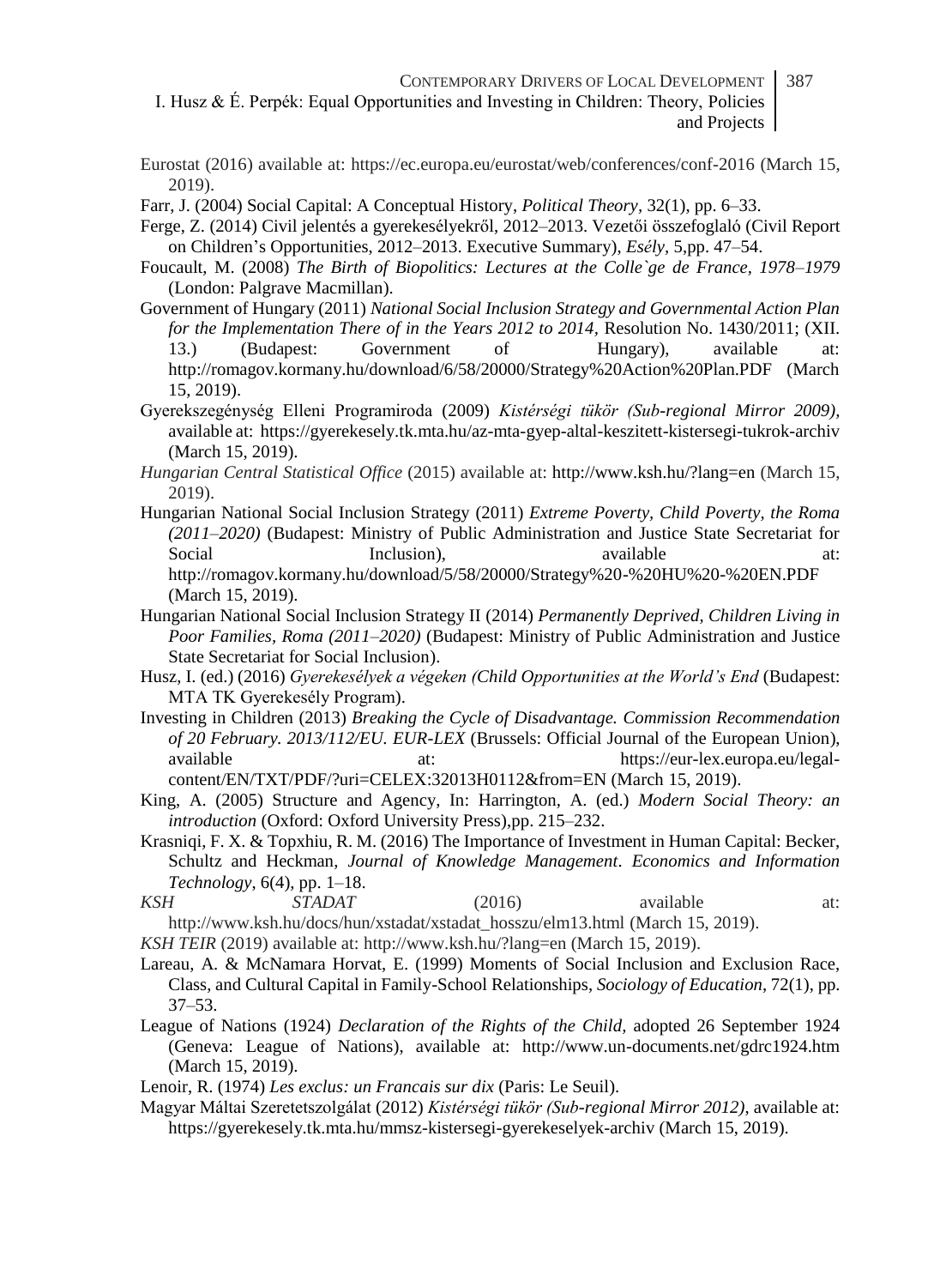Eurostat (2016) available at: https://ec.europa.eu/eurostat/web/conferences/conf-2016 (March 15, 2019).

Farr, J. (2004) Social Capital: A Conceptual History, *Political Theory*, 32(1), pp. 6–33.

Ferge, Z. (2014) Civil jelentés a gyerekesélyekről, 2012–2013. Vezetői összefoglaló (Civil Report on Children's Opportunities, 2012–2013. Executive Summary), *Esély*, 5,pp. 47–54.

Foucault, M. (2008) *The Birth of Biopolitics: Lectures at the Colle`ge de France, 1978–1979* (London: Palgrave Macmillan).

Government of Hungary (2011) *National Social Inclusion Strategy and Governmental Action Plan for the Implementation There of in the Years 2012 to 2014*, Resolution No. 1430/2011; (XII. 13.) (Budapest: Government of Hungary), available at: http://romagov.kormany.hu/download/6/58/20000/Strategy%20Action%20Plan.PDF (March 15, 2019).

Gyerekszegénység Elleni Programiroda (2009) *Kistérségi tükör (Sub-regional Mirror 2009)*, available at: https://gyerekesely.tk.mta.hu/az-mta-gyep-altal-keszitett-kistersegi-tukrok-archiv (March 15, 2019).

*Hungarian Central Statistical Office* (2015) available at: http://www.ksh.hu/?lang=en (March 15, 2019).

Hungarian National Social Inclusion Strategy (2011) *Extreme Poverty, Child Poverty, the Roma (2011–2020)* (Budapest: Ministry of Public Administration and Justice State Secretariat for Social Inclusion), available at: http://romagov.kormany.hu/download/5/58/20000/Strategy%20-%20HU%20-%20EN.PDF (March 15, 2019).

Hungarian National Social Inclusion Strategy II (2014) *Permanently Deprived, Children Living in Poor Families, Roma (2011–2020)* (Budapest: Ministry of Public Administration and Justice State Secretariat for Social Inclusion).

Husz, I. (ed.) (2016) *Gyerekesélyek a végeken (Child Opportunities at the World's End* (Budapest: MTA TK Gyerekesély Program).

Investing in Children (2013) *Breaking the Cycle of Disadvantage. Commission Recommendation of 20 February. 2013/112/EU. EUR-LEX* (Brussels: Official Journal of the European Union), available at: https://eur-lex.europa.eu/legal-content/EN/TXT/PDF/?uri=CELEX:32013H0112&from=EN (March 15, 2019).

King, A. (2005) Structure and Agency, In: Harrington, A. (ed.) *Modern Social Theory: an introduction* (Oxford: Oxford University Press),pp. 215–232.

Krasniqi, F. X. & Topxhiu, R. M. (2016) The Importance of Investment in Human Capital: Becker, Schultz and Heckman, *Journal of Knowledge Management*. *Economics and Information Technology*, 6(4), pp. 1–18.

*KSH STADAT* (2016) available at: http://www.ksh.hu/docs/hun/xstadat/xstadat_hosszu/elm13.html (March 15, 2019).

*KSH TEIR* (2019) available at: http://www.ksh.hu/?lang=en (March 15, 2019).

Lareau, A. & McNamara Horvat, E. (1999) Moments of Social Inclusion and Exclusion Race, Class, and Cultural Capital in Family-School Relationships, *Sociology of Education*, 72(1), pp. 37–53.

League of Nations (1924) *Declaration of the Rights of the Child*, adopted 26 September 1924 (Geneva: League of Nations), available at: http://www.un-documents.net/gdrc1924.htm (March 15, 2019).

Lenoir, R. (1974) *Les exclus: un Francais sur dix* (Paris: Le Seuil).

Magyar Máltai Szeretetszolgálat (2012) *Kistérségi tükör (Sub-regional Mirror 2012)*, available at: https://gyerekesely.tk.mta.hu/mmsz-kistersegi-gyerekeselyek-archiv (March 15, 2019).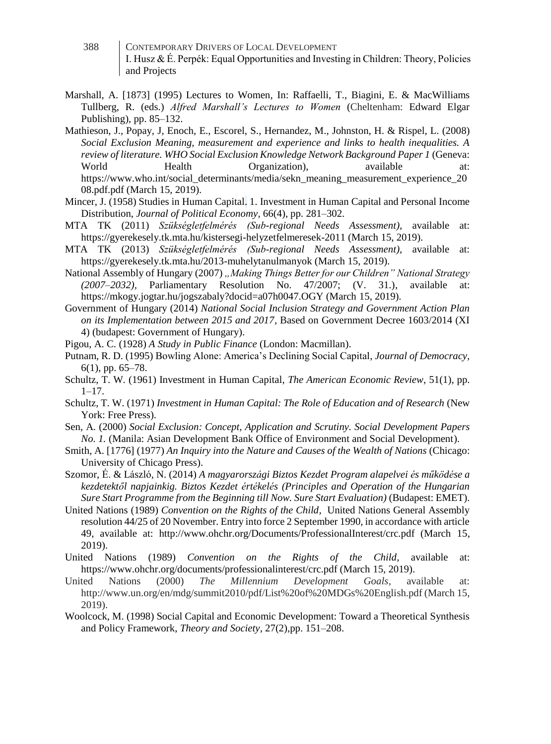Marshall, A. [1873] (1995) Lectures to Women, In: Raffaelli, T., Biagini, E. & MacWilliams Tullberg, R. (eds.) *Alfred Marshall's Lectures to Women* (Cheltenham: Edward Elgar Publishing), pp. 85–132.

Mathieson, J., Popay, J, Enoch, E., Escorel, S., Hernandez, M., Johnston, H. & Rispel, L. (2008) *Social Exclusion Meaning, measurement and experience and links to health inequalities. A review of literature. WHO Social Exclusion Knowledge Network Background Paper 1* (Geneva: World Health Organization), available at: https://www.who.int/social_determinants/media/sekn_meaning_measurement_experience_2008.pdf.pdf (March 15, 2019).

Mincer, J. (1958) Studies in Human Capital. 1. Investment in Human Capital and Personal Income Distribution, *Journal of Political Economy*, 66(4), pp. 281–302.

MTA TK (2011) *Szükségletfelmérés (Sub-regional Needs Assessment)*, available at: https://gyerekesely.tk.mta.hu/kistersegi-helyzetfelmeresek-2011 (March 15, 2019).

MTA TK (2013) *Szükségletfelmérés (Sub-regional Needs Assessment)*, available at: https://gyerekesely.tk.mta.hu/2013-muhelytanulmanyok (March 15, 2019).

National Assembly of Hungary (2007) *„Making Things Better for our Children" National Strategy (2007–2032)*, Parliamentary Resolution No. 47/2007; (V. 31.), available at: https://mkogy.jogtar.hu/jogszabaly?docid=a07h0047.OGY (March 15, 2019).

Government of Hungary (2014) *National Social Inclusion Strategy and Government Action Plan on its Implementation between 2015 and 2017*, Based on Government Decree 1603/2014 (XI 4) (budapest: Government of Hungary).

Pigou, A. C. (1928) *A Study in Public Finance* (London: Macmillan).

Putnam, R. D. (1995) Bowling Alone: America's Declining Social Capital, *Journal of Democracy*, 6(1), pp. 65–78.

Schultz, T. W. (1961) Investment in Human Capital, *The American Economic Review*, 51(1), pp. 1–17.

Schultz, T. W. (1971) *Investment in Human Capital: The Role of Education and of Research* (New York: Free Press).

Sen, A. (2000) *Social Exclusion: Concept, Application and Scrutiny. Social Development Papers No. 1.* (Manila: Asian Development Bank Office of Environment and Social Development).

Smith, A. [1776] (1977) *An Inquiry into the Nature and Causes of the Wealth of Nations* (Chicago: University of Chicago Press).

Szomor, É. & László, N. (2014) *A magyarországi Biztos Kezdet Program alapelvei és működése a kezdetektől napjainkig. Biztos Kezdet értékelés (Principles and Operation of the Hungarian Sure Start Programme from the Beginning till Now. Sure Start Evaluation)* (Budapest: EMET).

United Nations (1989) *Convention on the Rights of the Child*, United Nations General Assembly resolution 44/25 of 20 November. Entry into force 2 September 1990, in accordance with article 49, available at: http://www.ohchr.org/Documents/ProfessionalInterest/crc.pdf (March 15, 2019).

United Nations (1989) *Convention on the Rights of the Child*, available at: https://www.ohchr.org/documents/professionalinterest/crc.pdf (March 15, 2019).

United Nations (2000) *The Millennium Development Goals*, available at: http://www.un.org/en/mdg/summit2010/pdf/List%20of%20MDGs%20English.pdf (March 15, 2019).

Woolcock, M. (1998) Social Capital and Economic Development: Toward a Theoretical Synthesis and Policy Framework, *Theory and Society*, 27(2),pp. 151–208.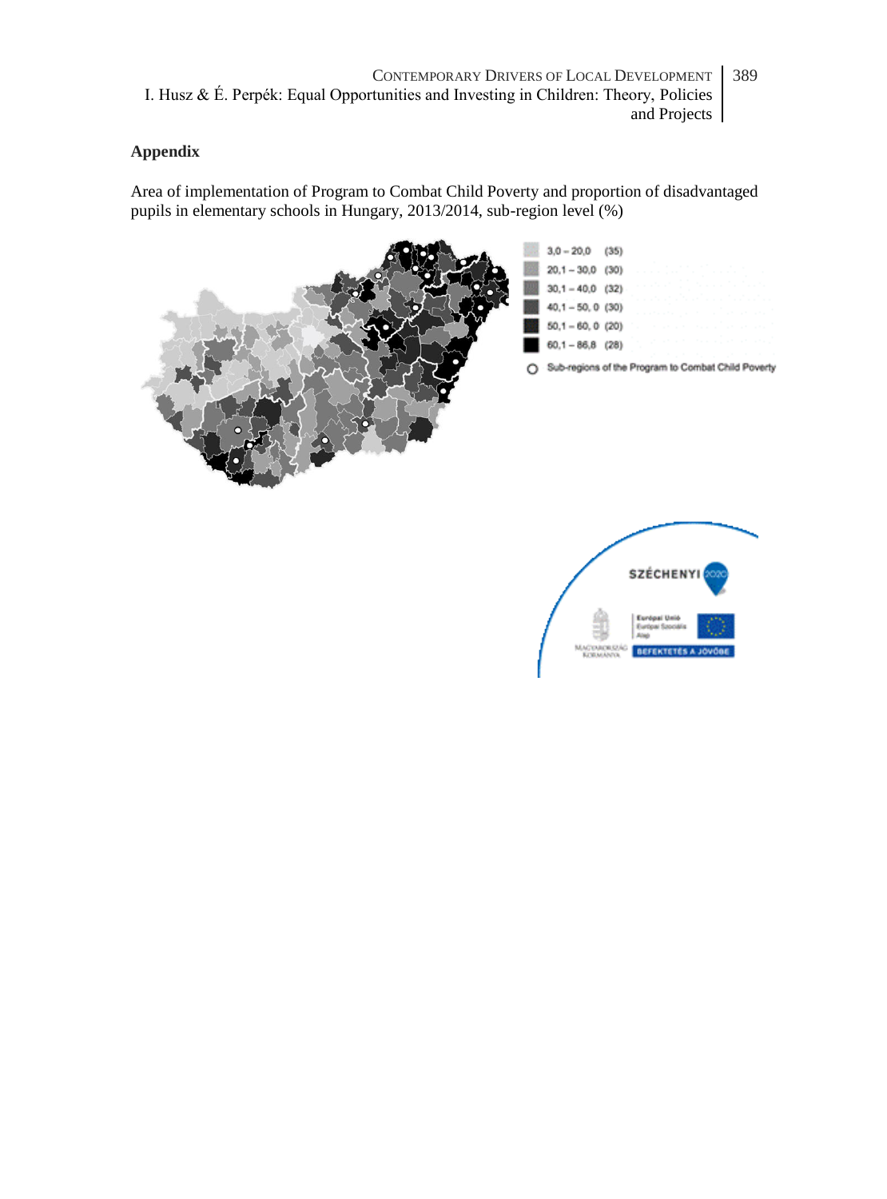## Appendix

Area of implementation of Program to Combat Child Poverty and proportion of disadvantaged pupils in elementary schools in Hungary, 2013/2014, sub-region level (%)

3,0 – 20,0 (35)
20,1 – 30,0 (30)
30,1 – 40,0 (32)
40,1 – 50, 0 (30)
50,1 – 60, 0 (20)
60,1 – 86,8 (28)
Sub-regions of the Program to Combat Child Poverty

SZÉCHENYI 2020

Európai Unió
Európai Szociális Alap

MAGYARORSZÁG KORMÁNYA

BEFEKTETÉS A JÖVŐBE